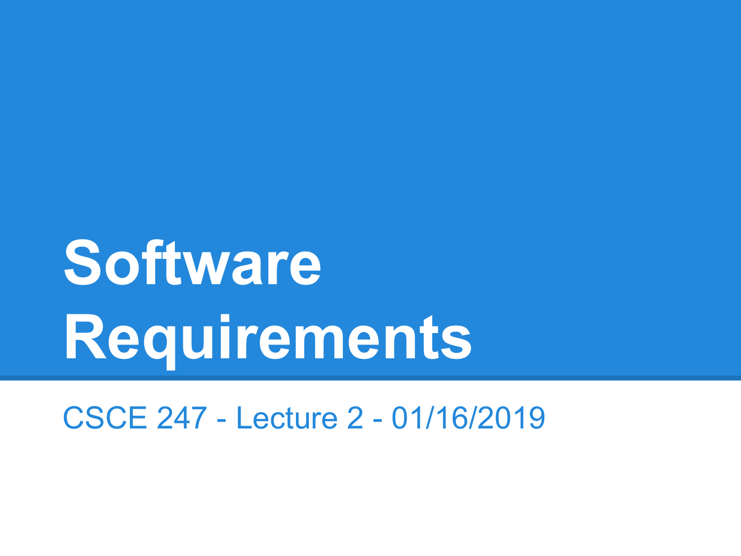# Software Requirements

CSCE 247 - Lecture 2 - 01/16/2019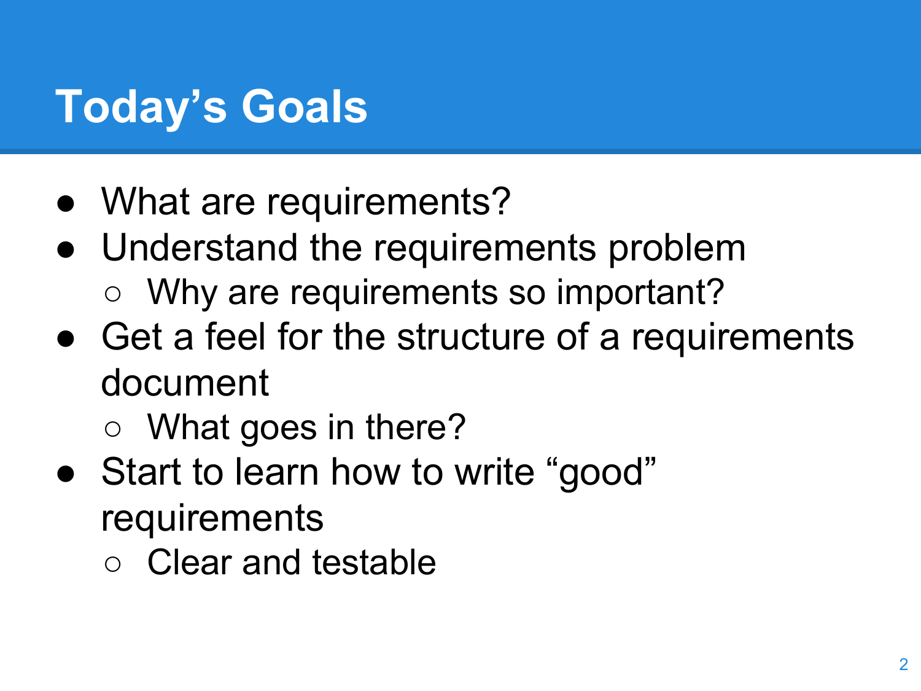# Today's Goals

- What are requirements?
- Understand the requirements problem
  - Why are requirements so important?
- Get a feel for the structure of a requirements document
  - What goes in there?
- Start to learn how to write "good" requirements
  - Clear and testable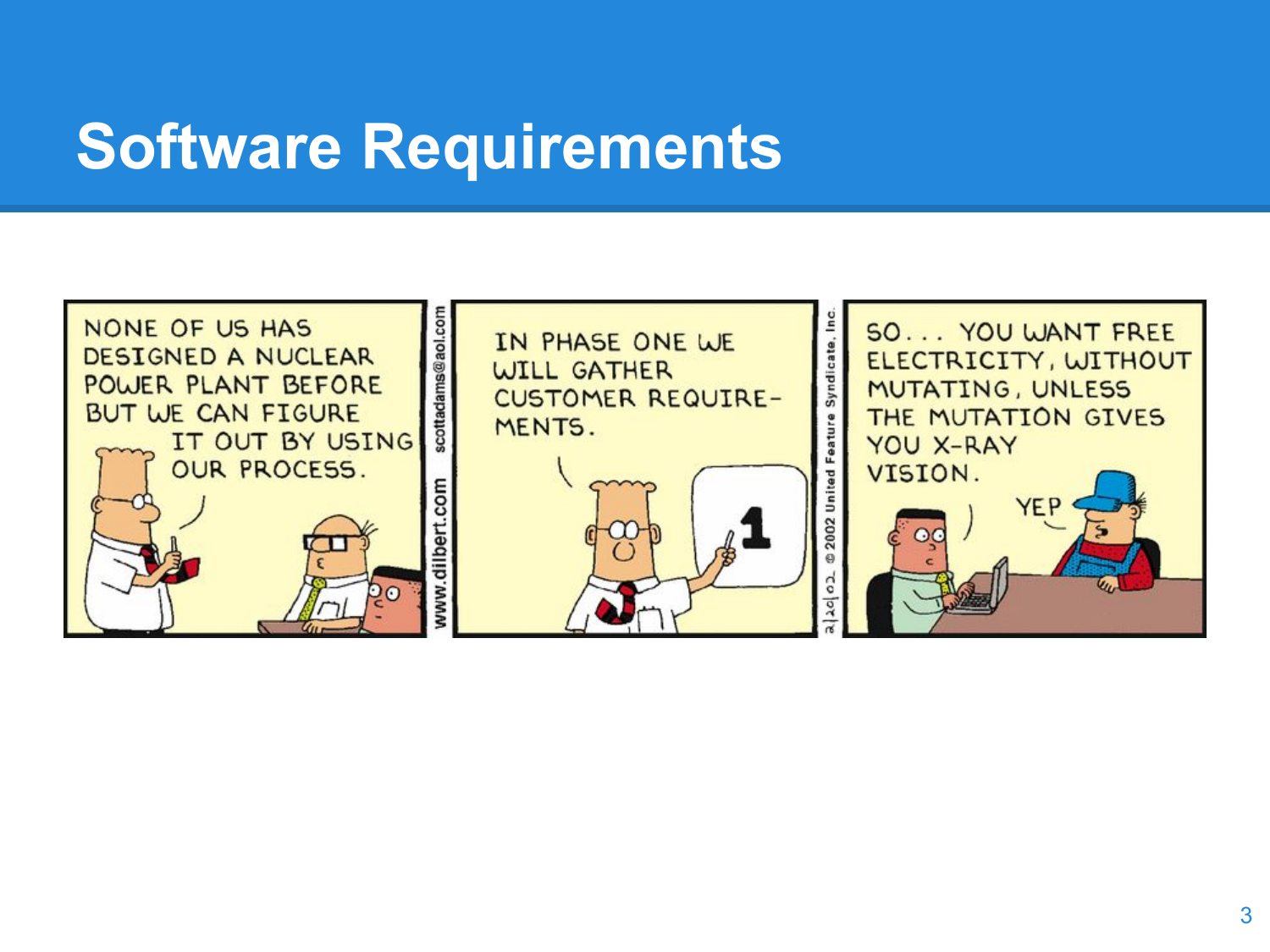# Software Requirements

NONE OF US HAS DESIGNED A NUCLEAR POWER PLANT BEFORE BUT WE CAN FIGURE IT OUT BY USING OUR PROCESS.

IN PHASE ONE WE WILL GATHER CUSTOMER REQUIREMENTS.

1

SO... YOU WANT FREE ELECTRICITY, WITHOUT MUTATING, UNLESS THE MUTATION GIVES YOU X-RAY VISION.

YEP

www.dilbert.com scottadams@aol.com

2/20/02 © 2002 United Feature Syndicate, Inc.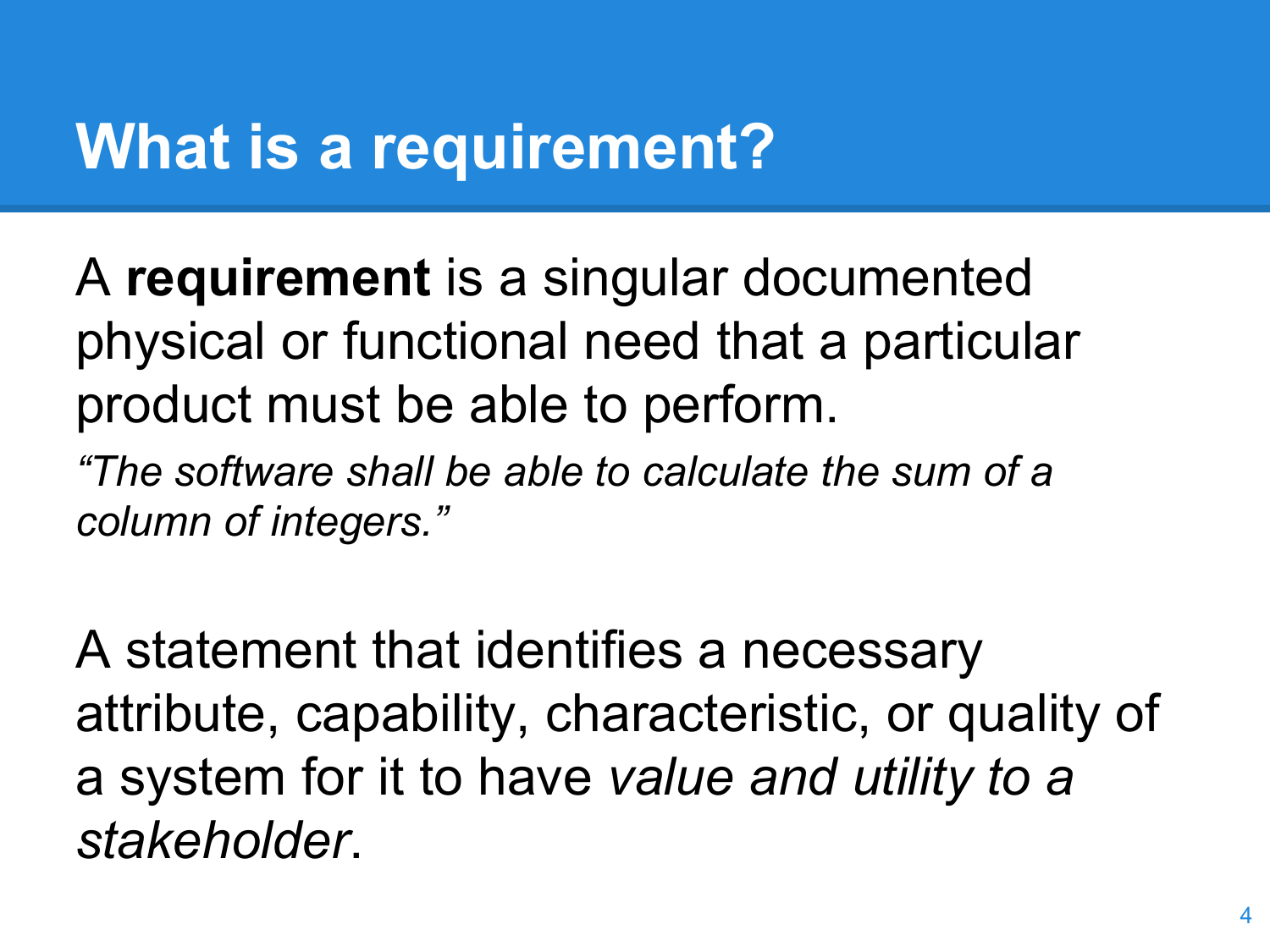# What is a requirement?

A **requirement** is a singular documented physical or functional need that a particular product must be able to perform.

*“The software shall be able to calculate the sum of a column of integers.”*

A statement that identifies a necessary attribute, capability, characteristic, or quality of a system for it to have *value and utility to a stakeholder*.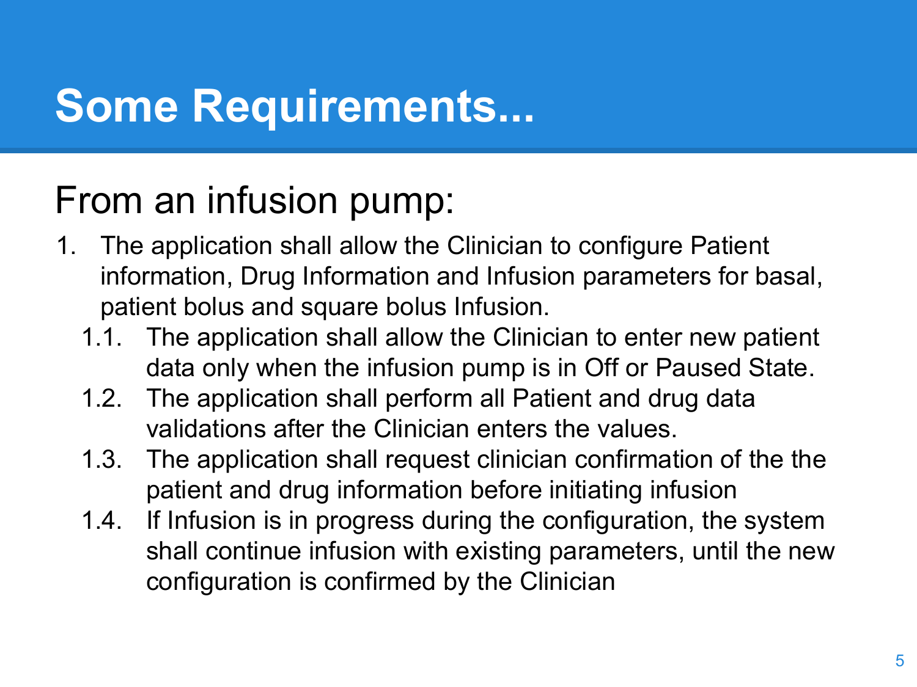# Some Requirements...

## From an infusion pump:

1. The application shall allow the Clinician to configure Patient information, Drug Information and Infusion parameters for basal, patient bolus and square bolus Infusion.
   - 1.1. The application shall allow the Clinician to enter new patient data only when the infusion pump is in Off or Paused State.
   - 1.2. The application shall perform all Patient and drug data validations after the Clinician enters the values.
   - 1.3. The application shall request clinician confirmation of the the patient and drug information before initiating infusion
   - 1.4. If Infusion is in progress during the configuration, the system shall continue infusion with existing parameters, until the new configuration is confirmed by the Clinician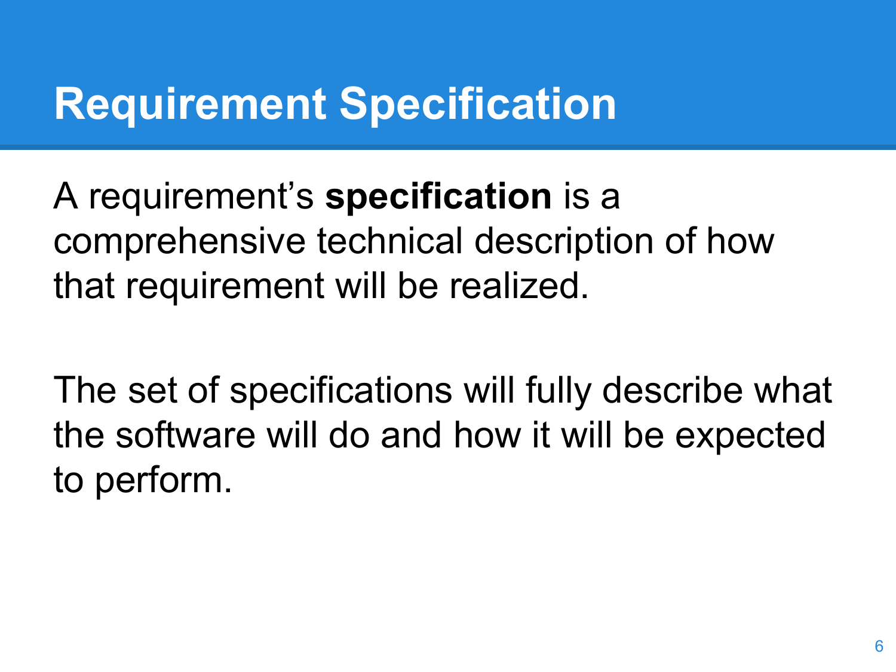# Requirement Specification

A requirement's **specification** is a comprehensive technical description of how that requirement will be realized.

The set of specifications will fully describe what the software will do and how it will be expected to perform.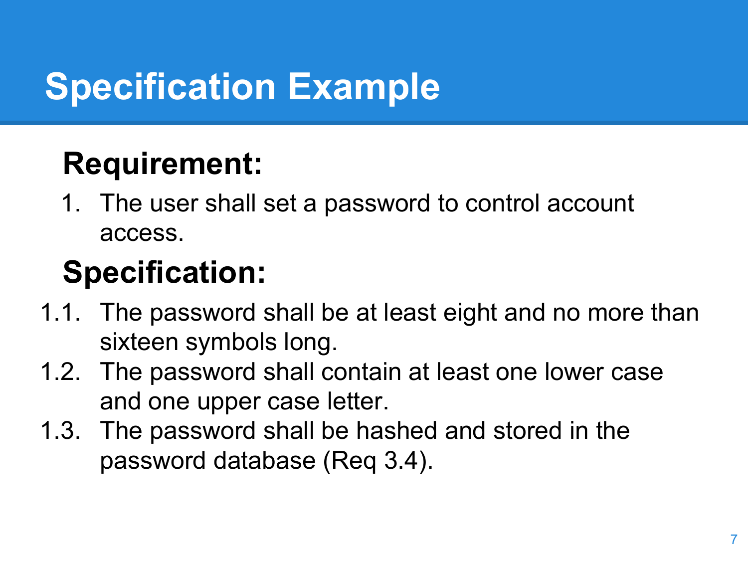# Specification Example

## Requirement:

1. The user shall set a password to control account access.

## Specification:

1.1. The password shall be at least eight and no more than sixteen symbols long.

1.2. The password shall contain at least one lower case and one upper case letter.

1.3. The password shall be hashed and stored in the password database (Req 3.4).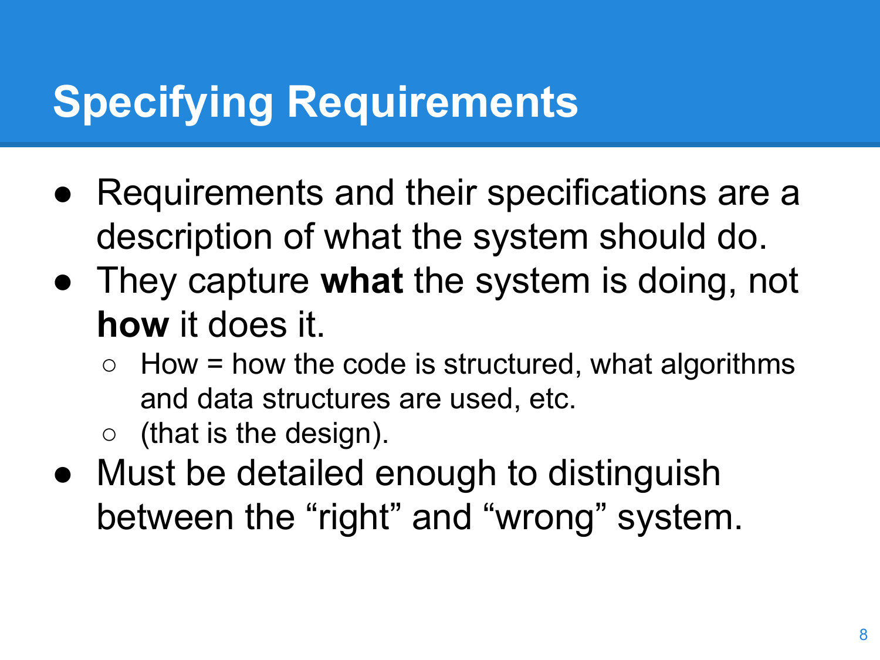# Specifying Requirements

- Requirements and their specifications are a description of what the system should do.
- They capture **what** the system is doing, not **how** it does it.
  - How = how the code is structured, what algorithms and data structures are used, etc.
  - (that is the design).
- Must be detailed enough to distinguish between the “right” and “wrong” system.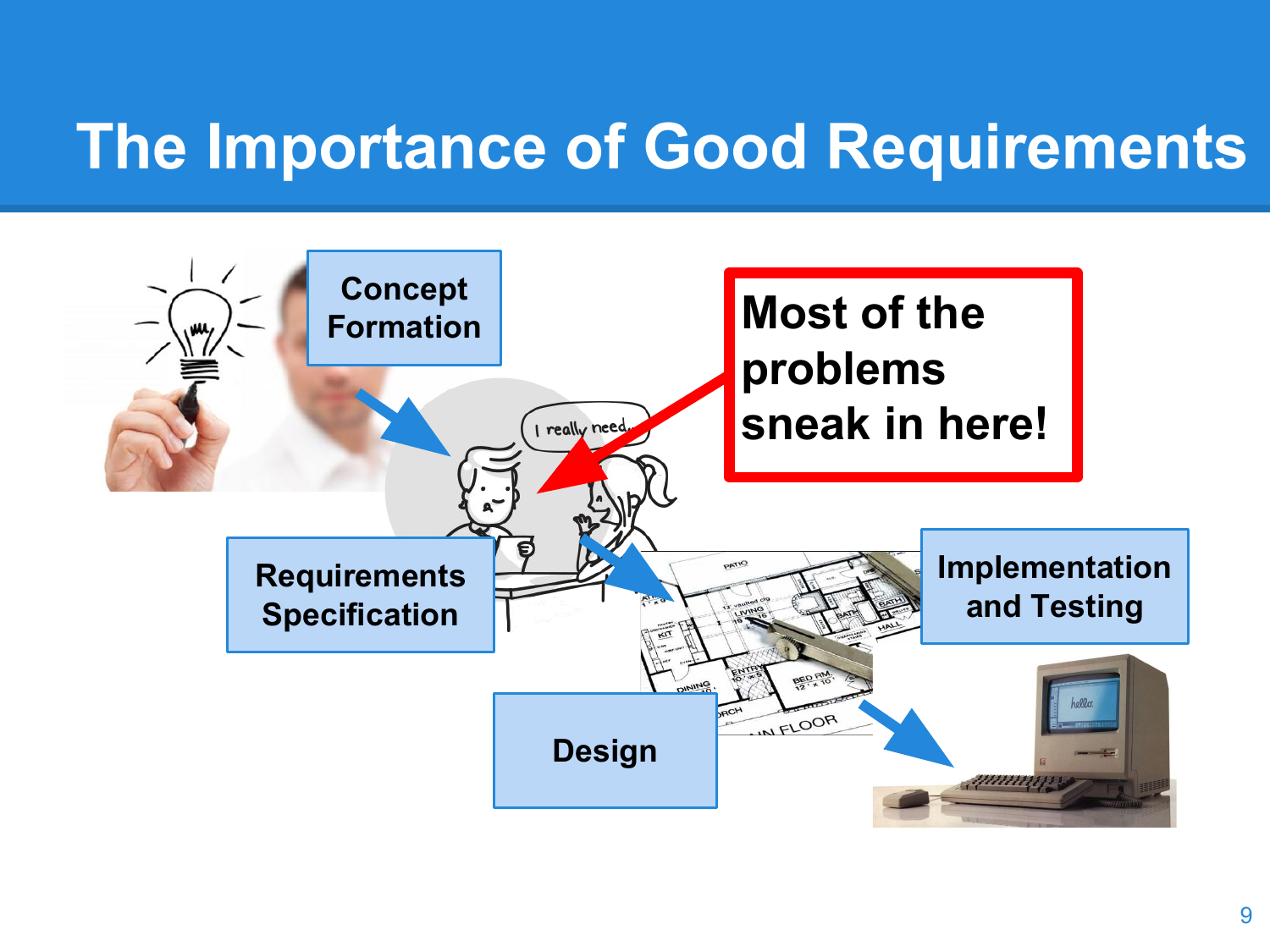# The Importance of Good Requirements

Concept Formation

Requirements Specification

Design

Implementation and Testing

**Most of the problems sneak in here!**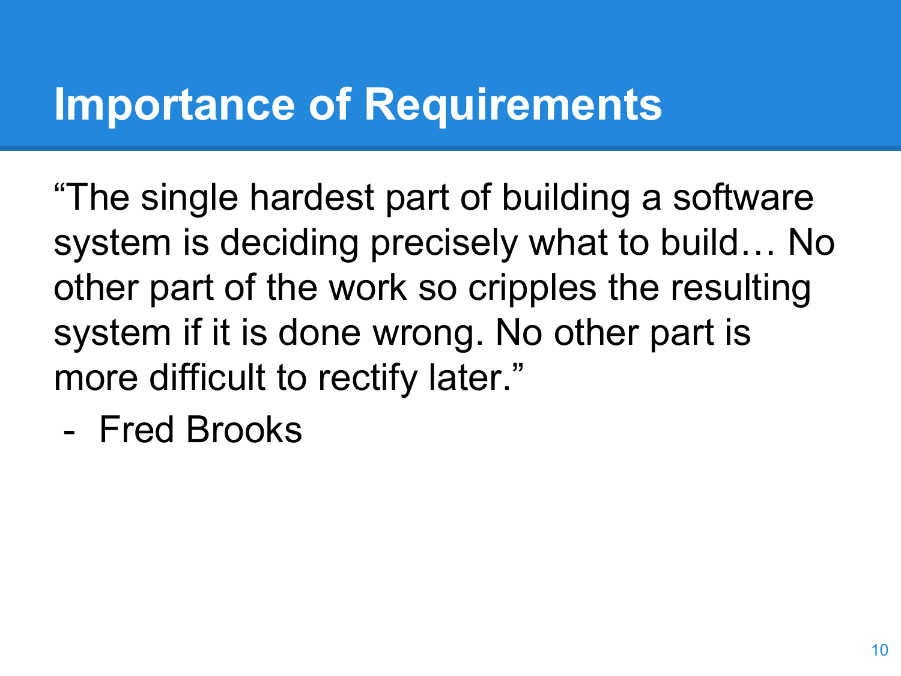# Importance of Requirements

"The single hardest part of building a software system is deciding precisely what to build… No other part of the work so cripples the resulting system if it is done wrong. No other part is more difficult to rectify later."

- Fred Brooks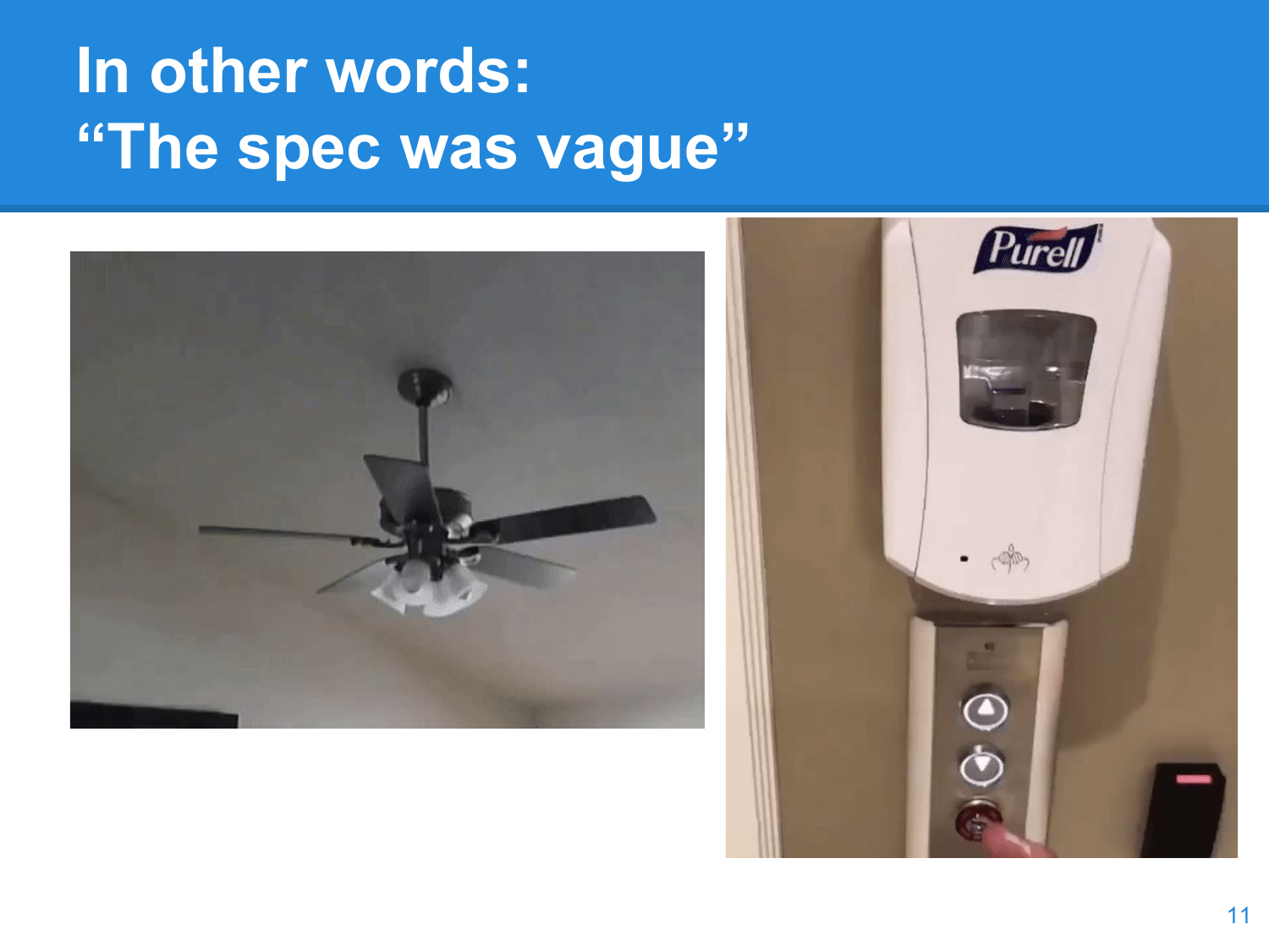# In other words:
# "The spec was vague"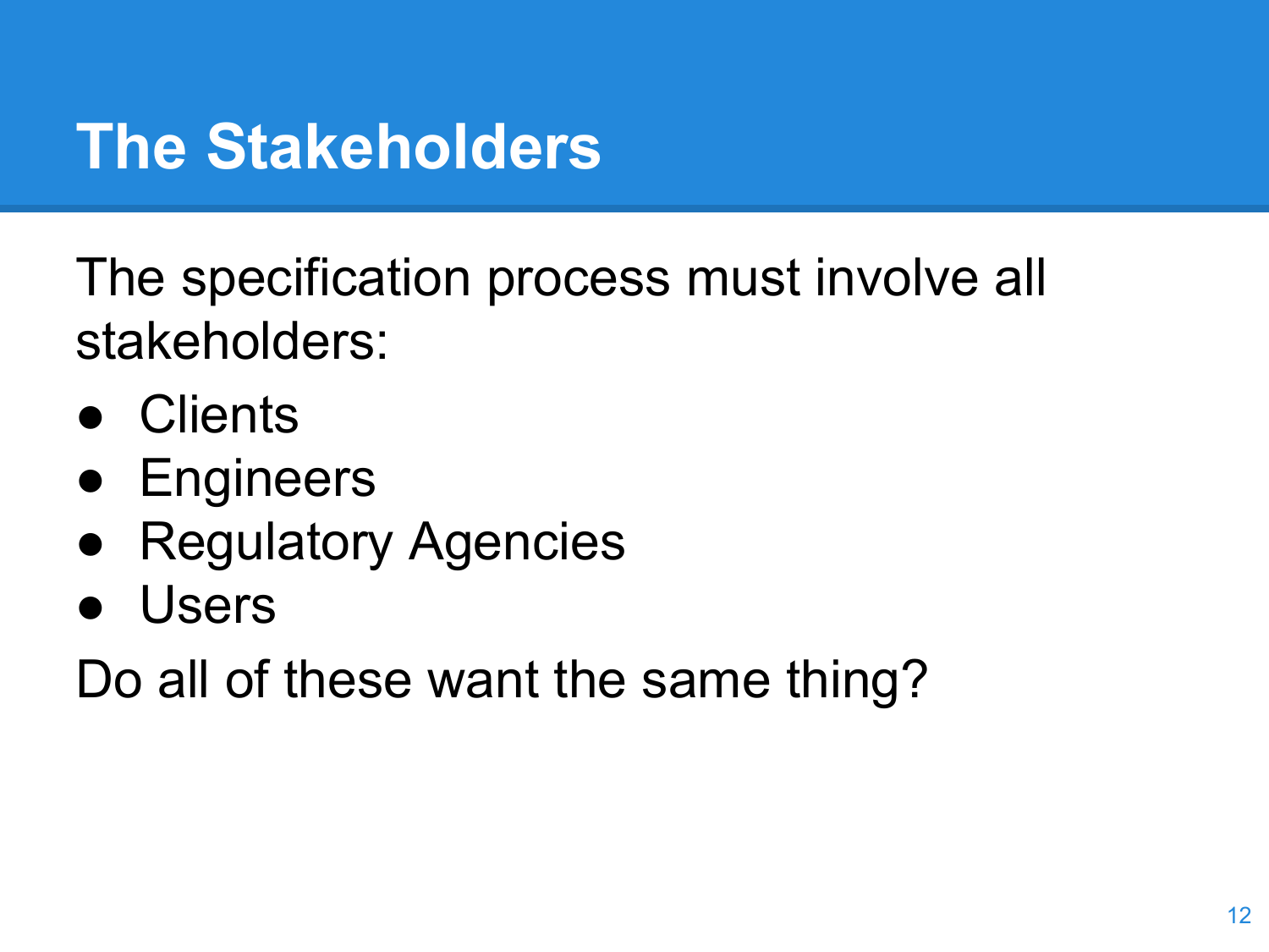# The Stakeholders

The specification process must involve all stakeholders:

- Clients
- Engineers
- Regulatory Agencies
- Users

Do all of these want the same thing?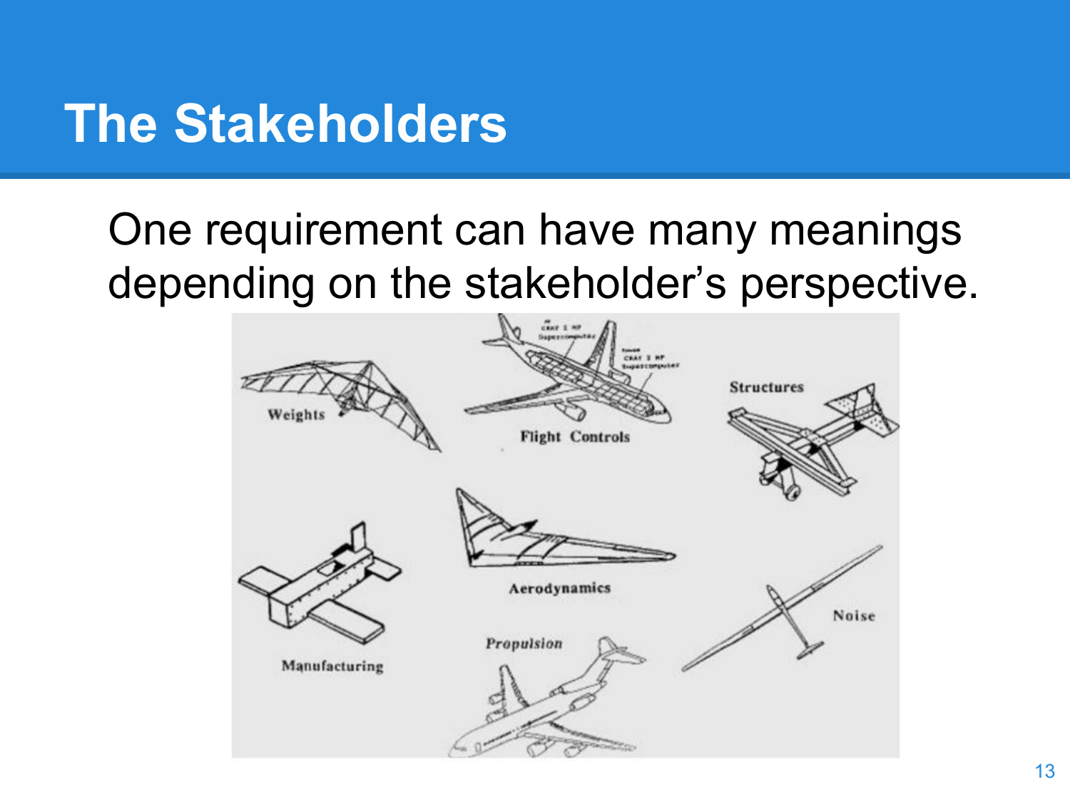# The Stakeholders

One requirement can have many meanings depending on the stakeholder's perspective.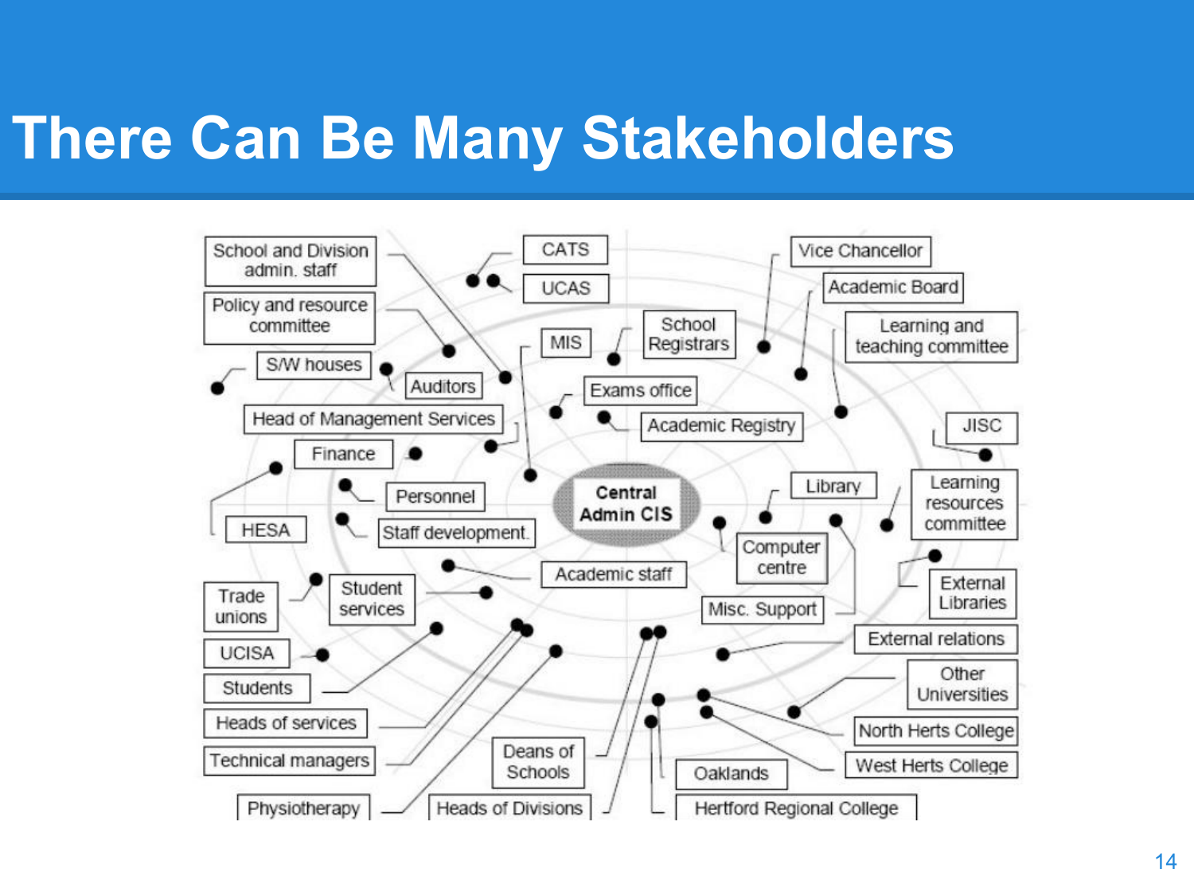# There Can Be Many Stakeholders

Central Admin CIS

School and Division admin. staff

Policy and resource committee

S/W houses

Auditors

Head of Management Services

Finance

HESA

Personnel

Staff development

Trade unions

Student services

UCISA

Students

Heads of services

Technical managers

Physiotherapy

CATS

UCAS

MIS

School Registrars

Exams office

Academic Registry

Academic staff

Deans of Schools

Heads of Divisions

Vice Chancellor

Academic Board

Learning and teaching committee

JISC

Library

Computer centre

Learning resources committee

External Libraries

Misc. Support

External relations

Other Universities

North Herts College

West Herts College

Oaklands

Hertford Regional College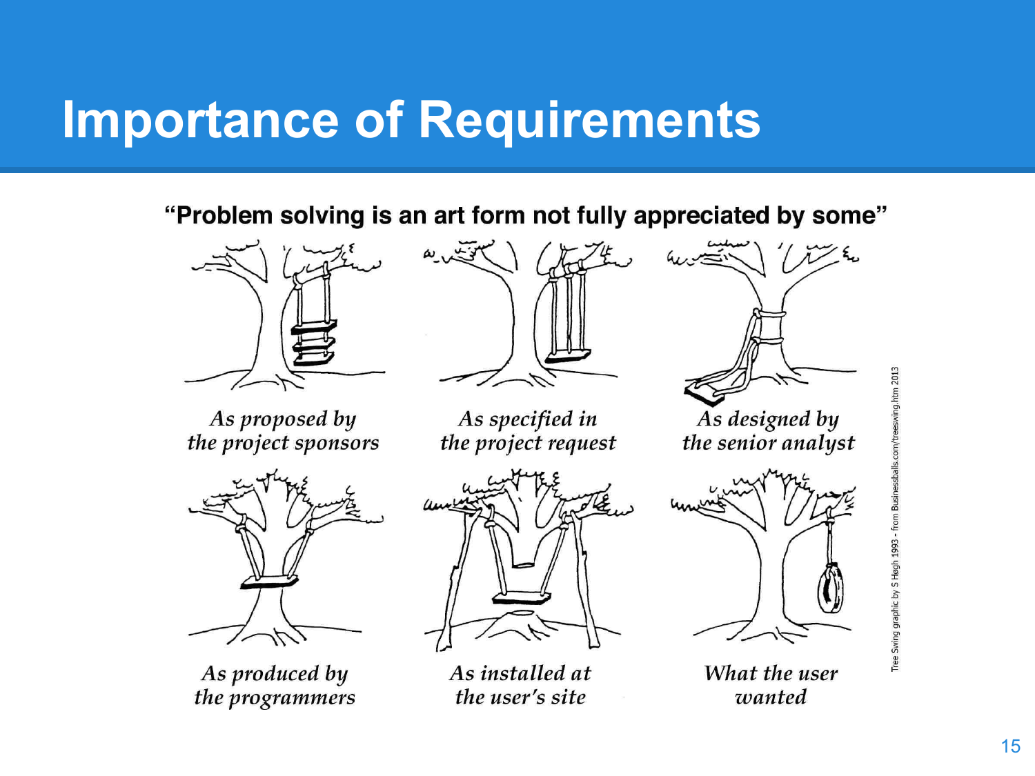# Importance of Requirements

**"Problem solving is an art form not fully appreciated by some"**

*As proposed by the project sponsors*

*As specified in the project request*

*As designed by the senior analyst*

*As produced by the programmers*

*As installed at the user's site*

*What the user wanted*

Tree Swing graphic by S Hogh 1993 - from Businessballs.com/treeswing.htm 2013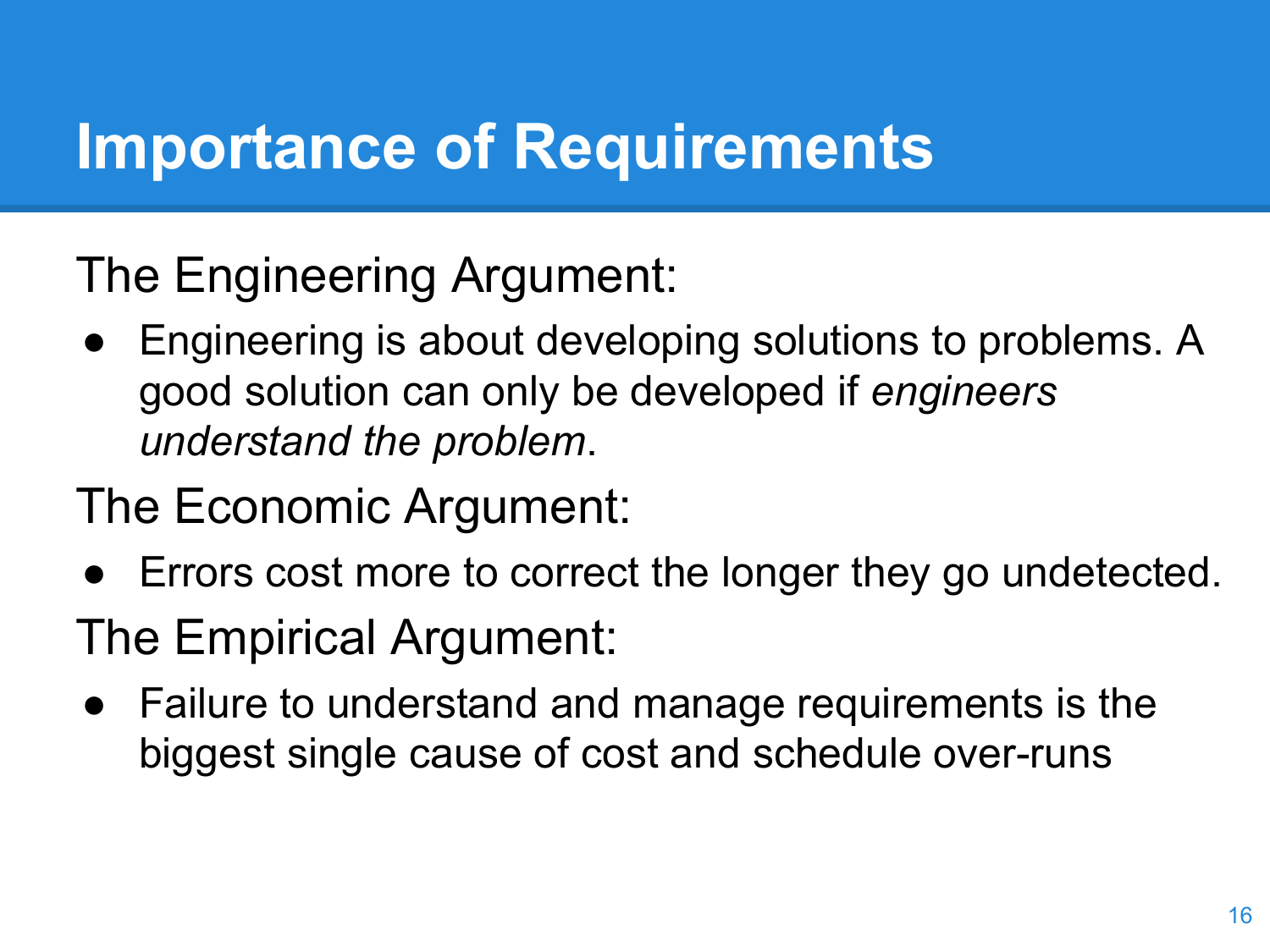# Importance of Requirements

The Engineering Argument:

- Engineering is about developing solutions to problems. A good solution can only be developed if *engineers understand the problem*.

The Economic Argument:

- Errors cost more to correct the longer they go undetected.

The Empirical Argument:

- Failure to understand and manage requirements is the biggest single cause of cost and schedule over-runs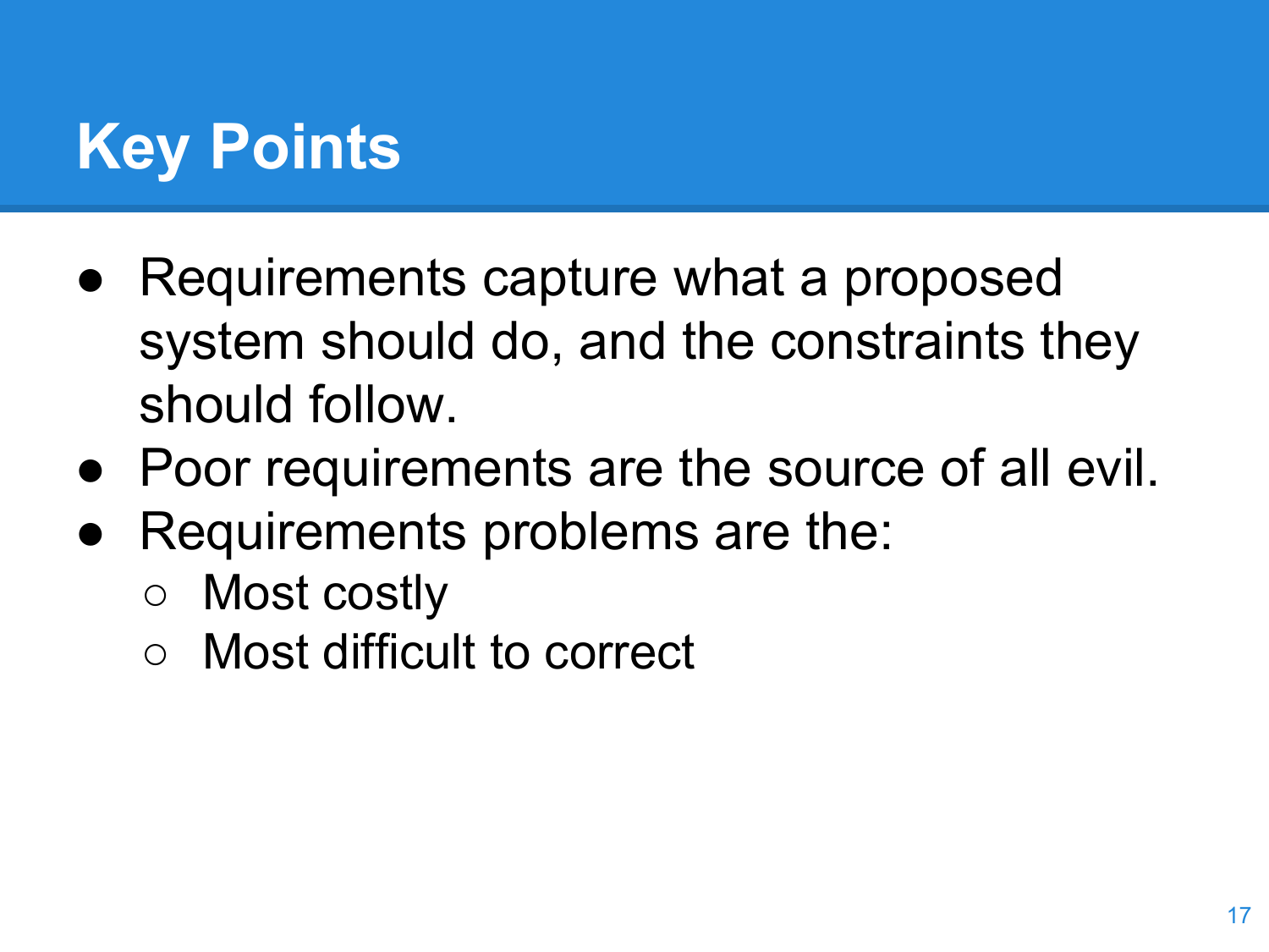# Key Points

- Requirements capture what a proposed system should do, and the constraints they should follow.
- Poor requirements are the source of all evil.
- Requirements problems are the:
  - Most costly
  - Most difficult to correct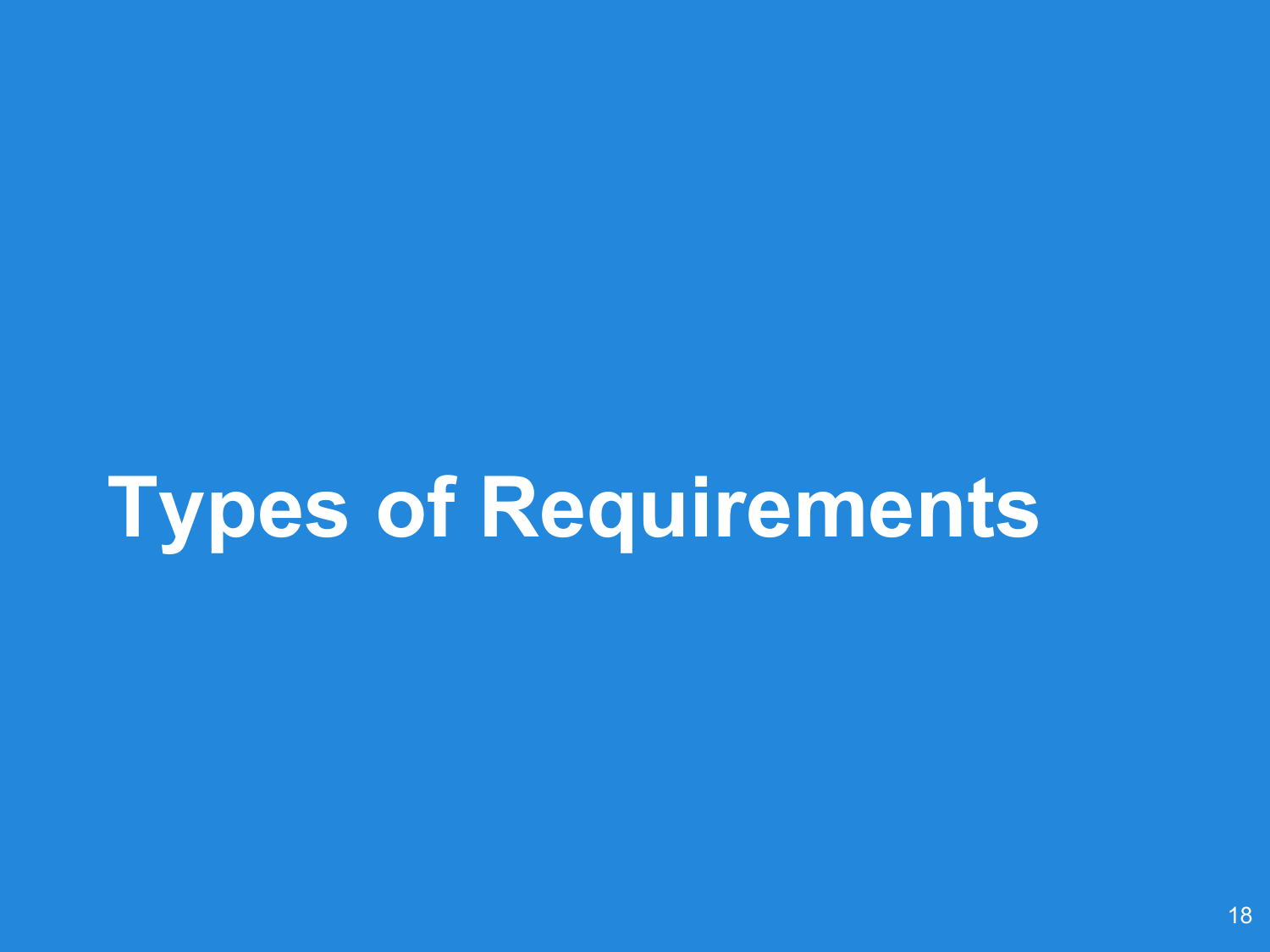# Types of Requirements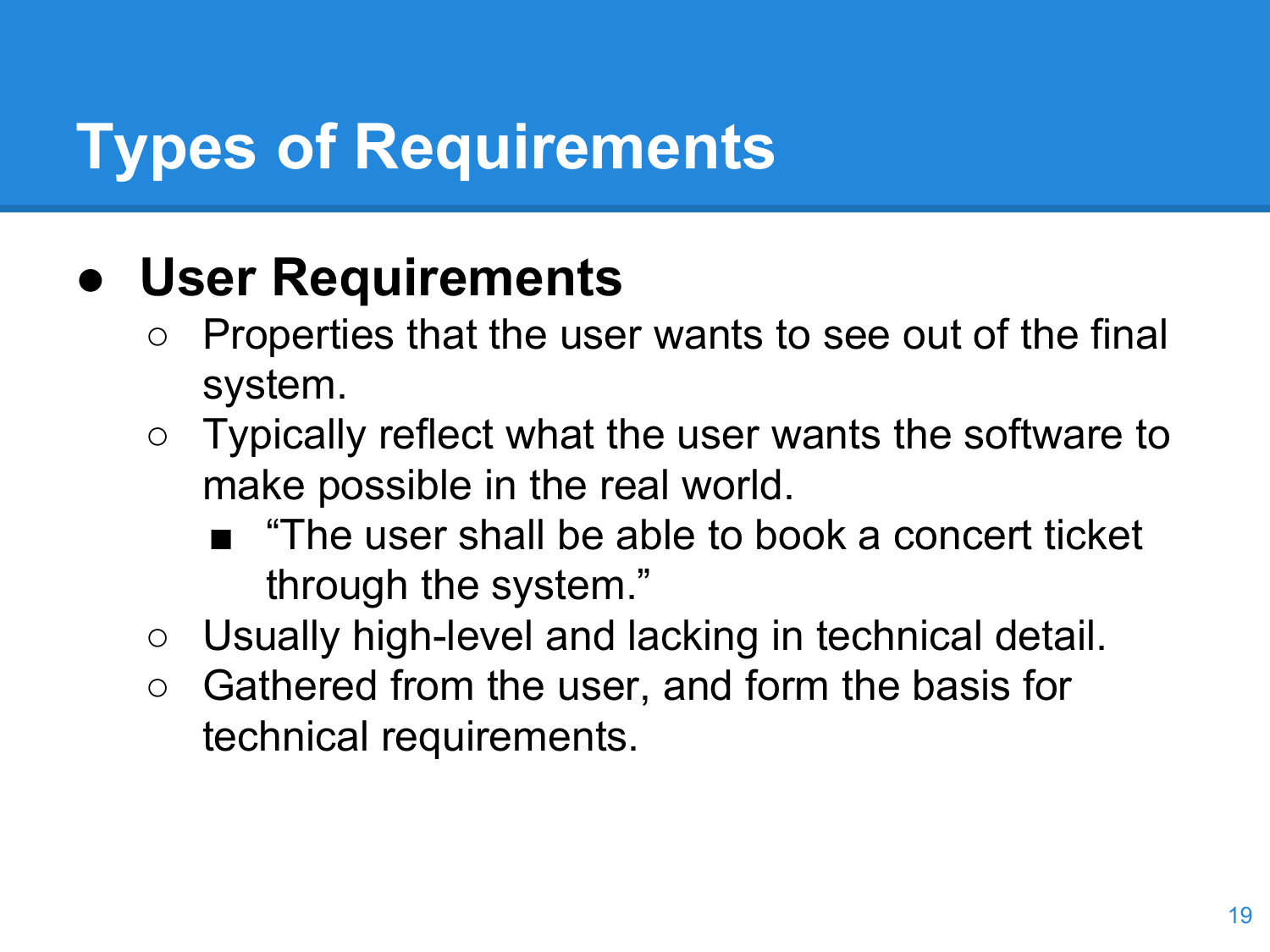# Types of Requirements

- **User Requirements**
  - Properties that the user wants to see out of the final system.
  - Typically reflect what the user wants the software to make possible in the real world.
    - “The user shall be able to book a concert ticket through the system.”
  - Usually high-level and lacking in technical detail.
  - Gathered from the user, and form the basis for technical requirements.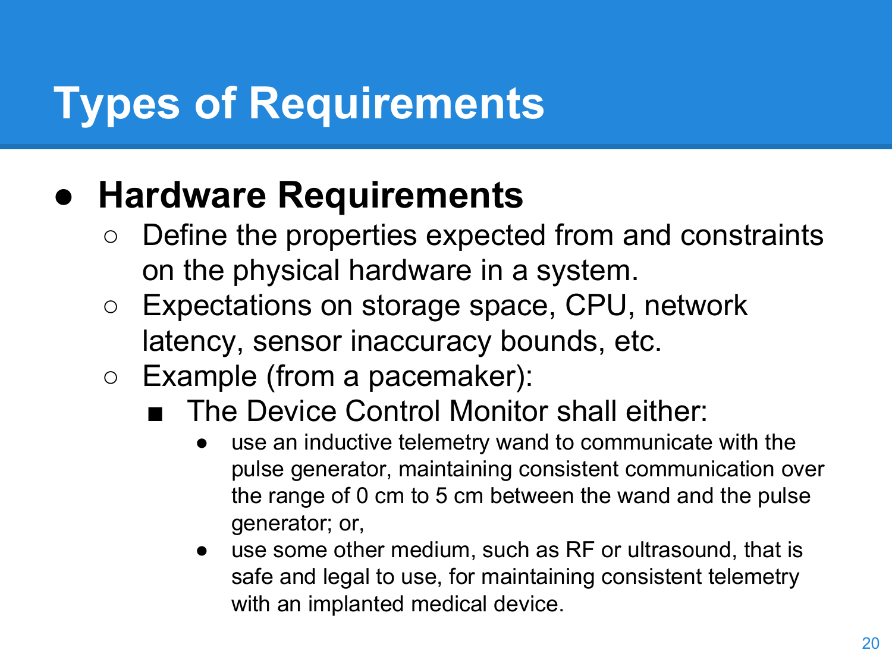# Types of Requirements

- **Hardware Requirements**
  - Define the properties expected from and constraints on the physical hardware in a system.
  - Expectations on storage space, CPU, network latency, sensor inaccuracy bounds, etc.
  - Example (from a pacemaker):
    - The Device Control Monitor shall either:
      - use an inductive telemetry wand to communicate with the pulse generator, maintaining consistent communication over the range of 0 cm to 5 cm between the wand and the pulse generator; or,
      - use some other medium, such as RF or ultrasound, that is safe and legal to use, for maintaining consistent telemetry with an implanted medical device.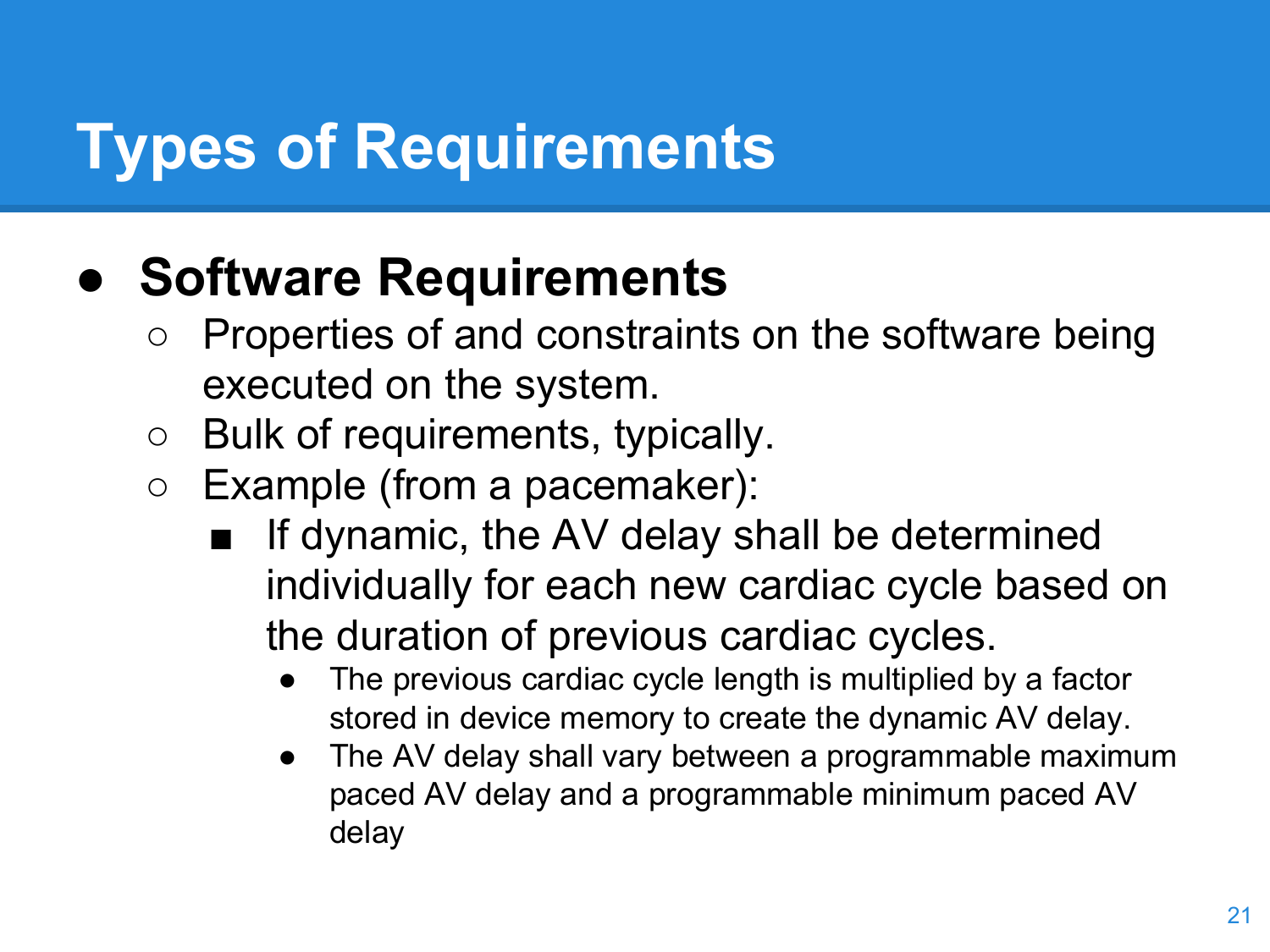# Types of Requirements

- **Software Requirements**
  - Properties of and constraints on the software being executed on the system.
  - Bulk of requirements, typically.
  - Example (from a pacemaker):
    - If dynamic, the AV delay shall be determined individually for each new cardiac cycle based on the duration of previous cardiac cycles.
      - The previous cardiac cycle length is multiplied by a factor stored in device memory to create the dynamic AV delay.
      - The AV delay shall vary between a programmable maximum paced AV delay and a programmable minimum paced AV delay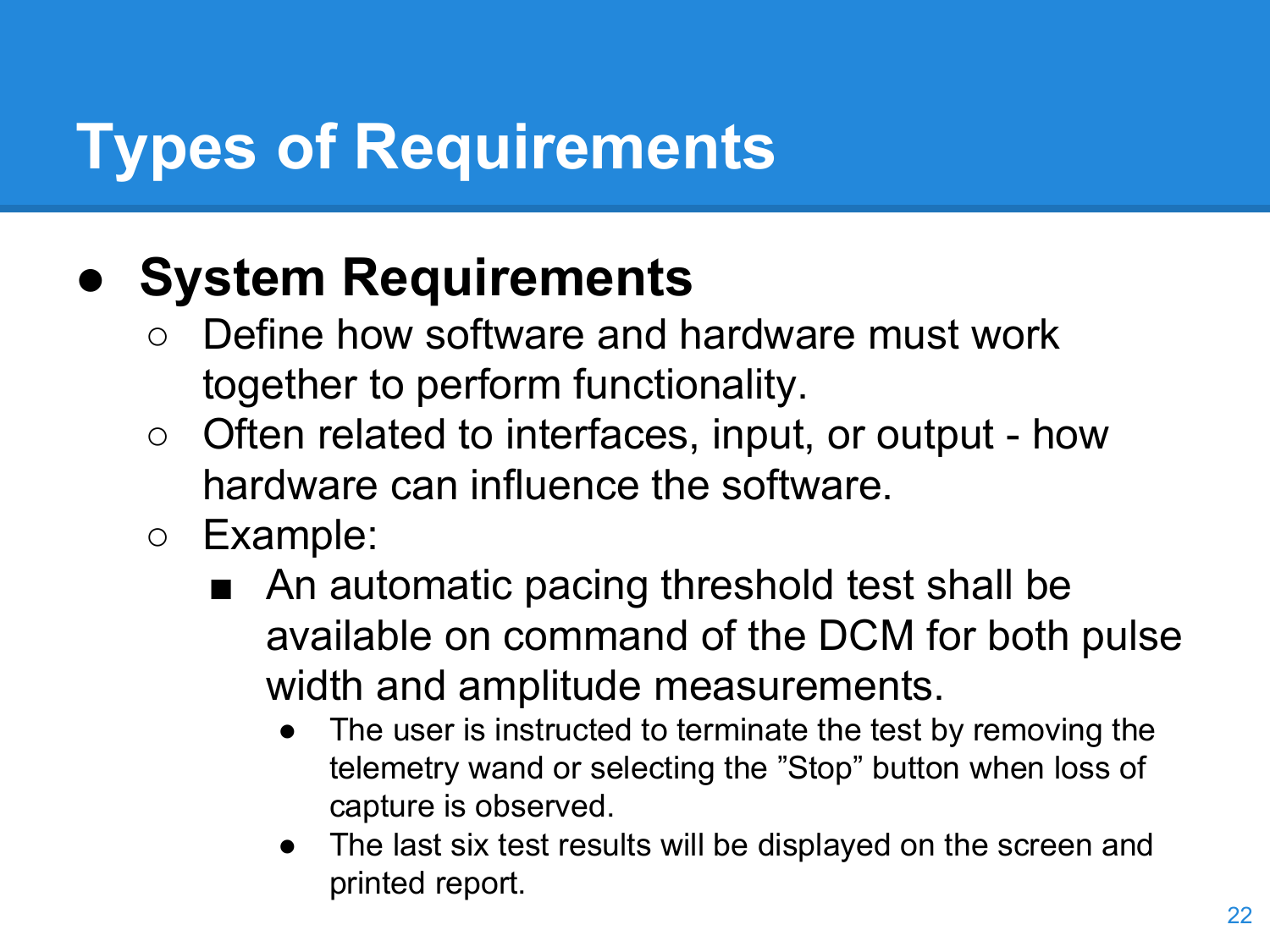# Types of Requirements

- **System Requirements**
  - Define how software and hardware must work together to perform functionality.
  - Often related to interfaces, input, or output - how hardware can influence the software.
  - Example:
    - An automatic pacing threshold test shall be available on command of the DCM for both pulse width and amplitude measurements.
      - The user is instructed to terminate the test by removing the telemetry wand or selecting the ”Stop” button when loss of capture is observed.
      - The last six test results will be displayed on the screen and printed report.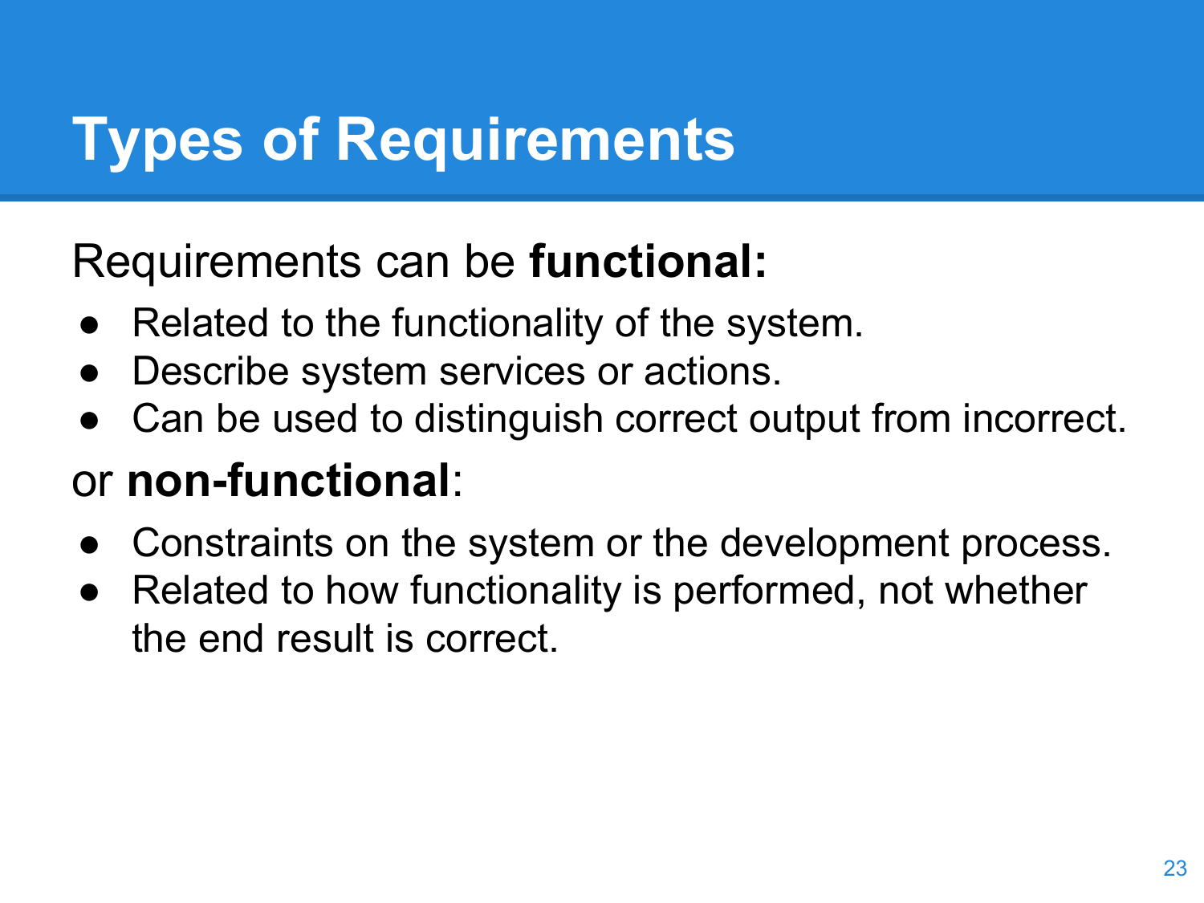# Types of Requirements

Requirements can be **functional:**

- Related to the functionality of the system.
- Describe system services or actions.
- Can be used to distinguish correct output from incorrect.

or **non-functional**:

- Constraints on the system or the development process.
- Related to how functionality is performed, not whether the end result is correct.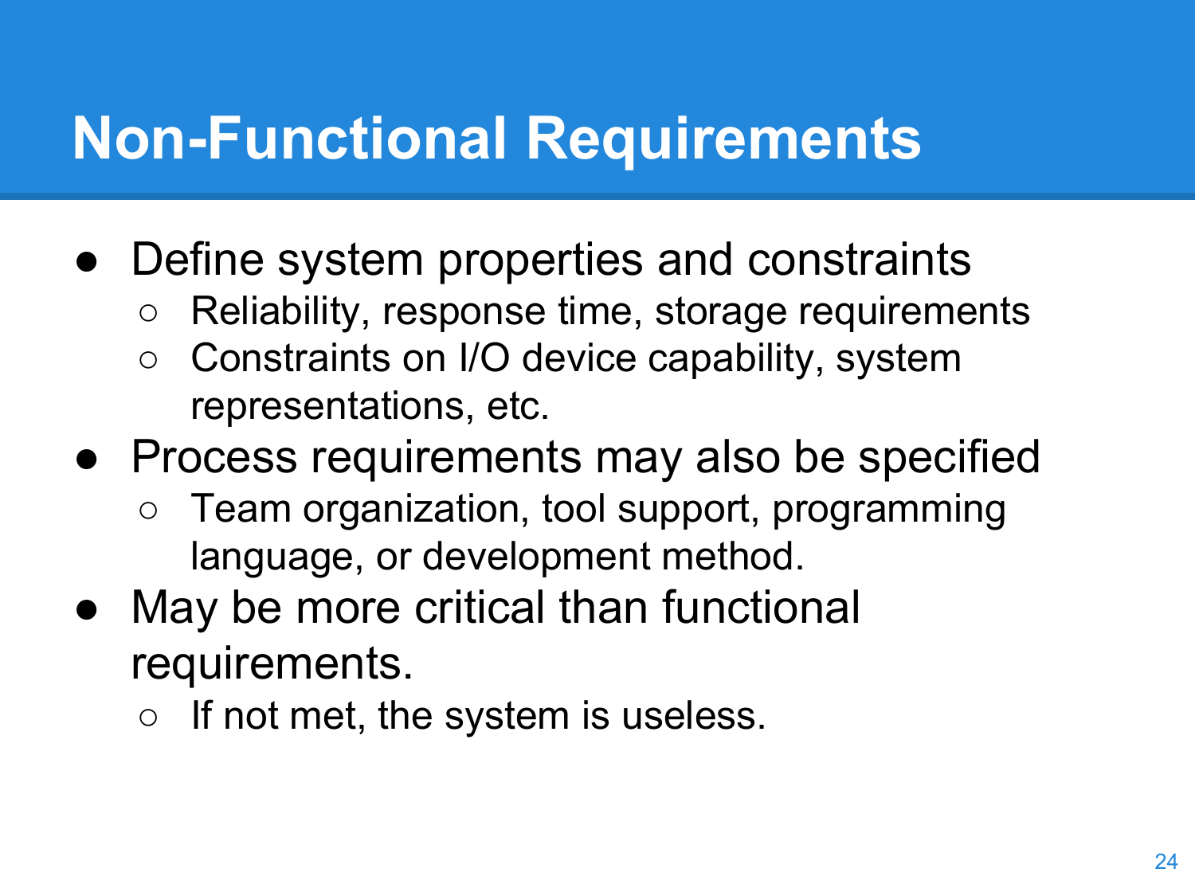# Non-Functional Requirements

- Define system properties and constraints
  - Reliability, response time, storage requirements
  - Constraints on I/O device capability, system representations, etc.
- Process requirements may also be specified
  - Team organization, tool support, programming language, or development method.
- May be more critical than functional requirements.
  - If not met, the system is useless.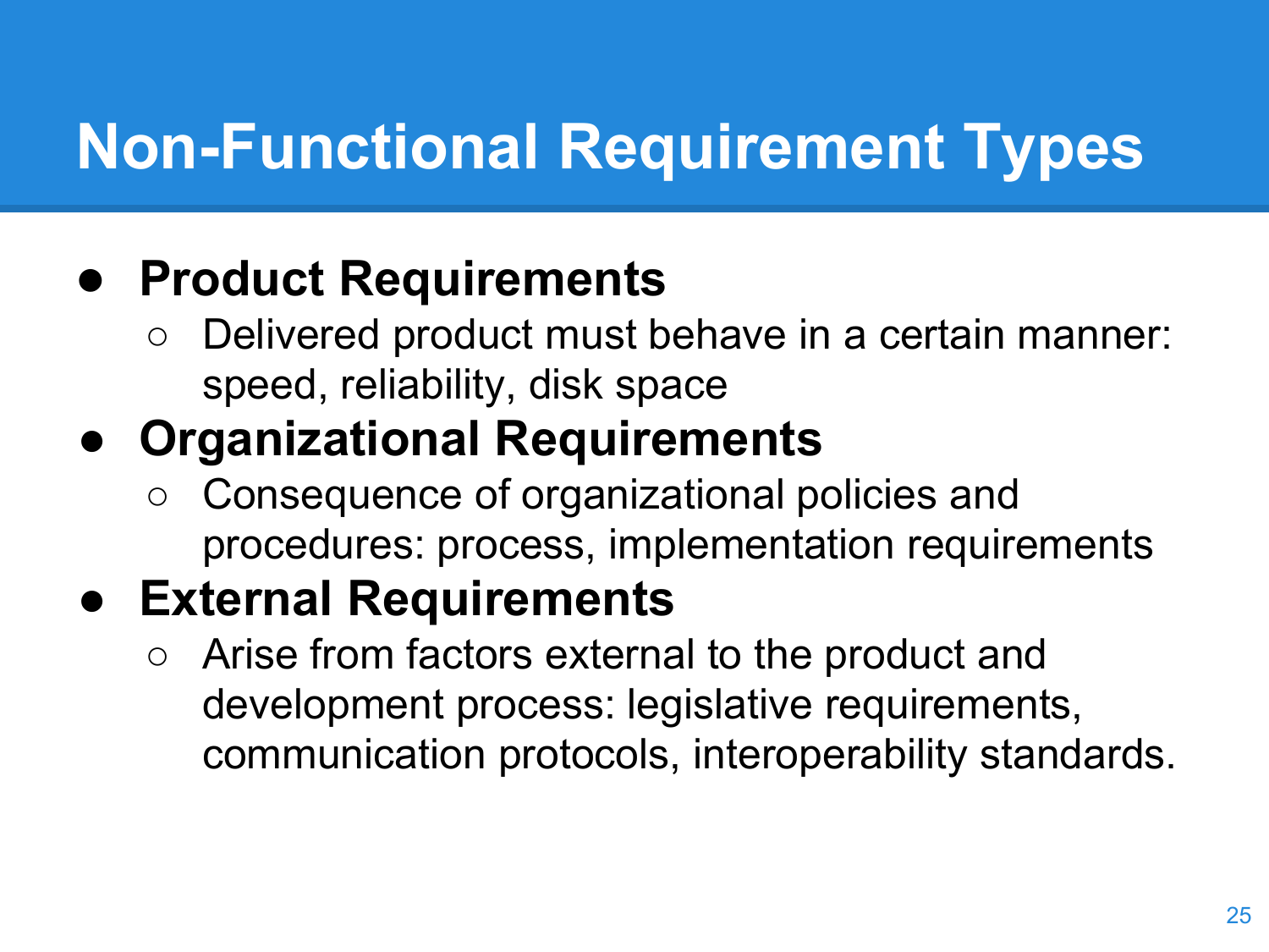# Non-Functional Requirement Types

- **Product Requirements**
  - Delivered product must behave in a certain manner: speed, reliability, disk space
- **Organizational Requirements**
  - Consequence of organizational policies and procedures: process, implementation requirements
- **External Requirements**
  - Arise from factors external to the product and development process: legislative requirements, communication protocols, interoperability standards.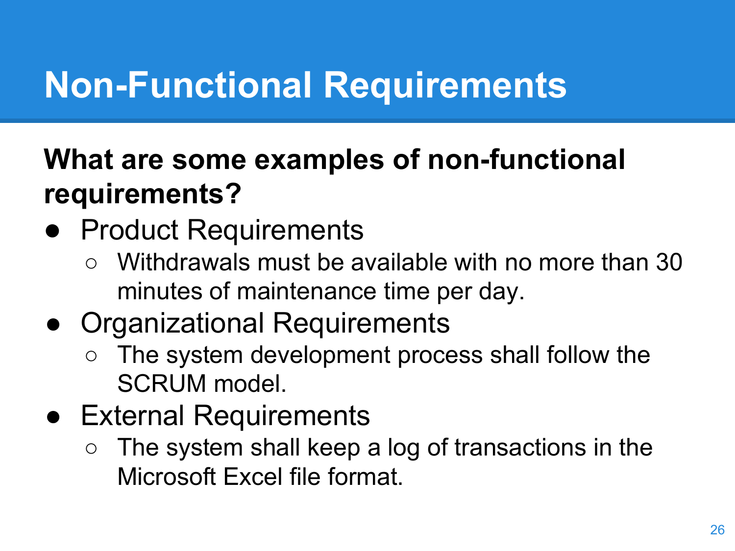# Non-Functional Requirements

**What are some examples of non-functional requirements?**

- Product Requirements
  - Withdrawals must be available with no more than 30 minutes of maintenance time per day.
- Organizational Requirements
  - The system development process shall follow the SCRUM model.
- External Requirements
  - The system shall keep a log of transactions in the Microsoft Excel file format.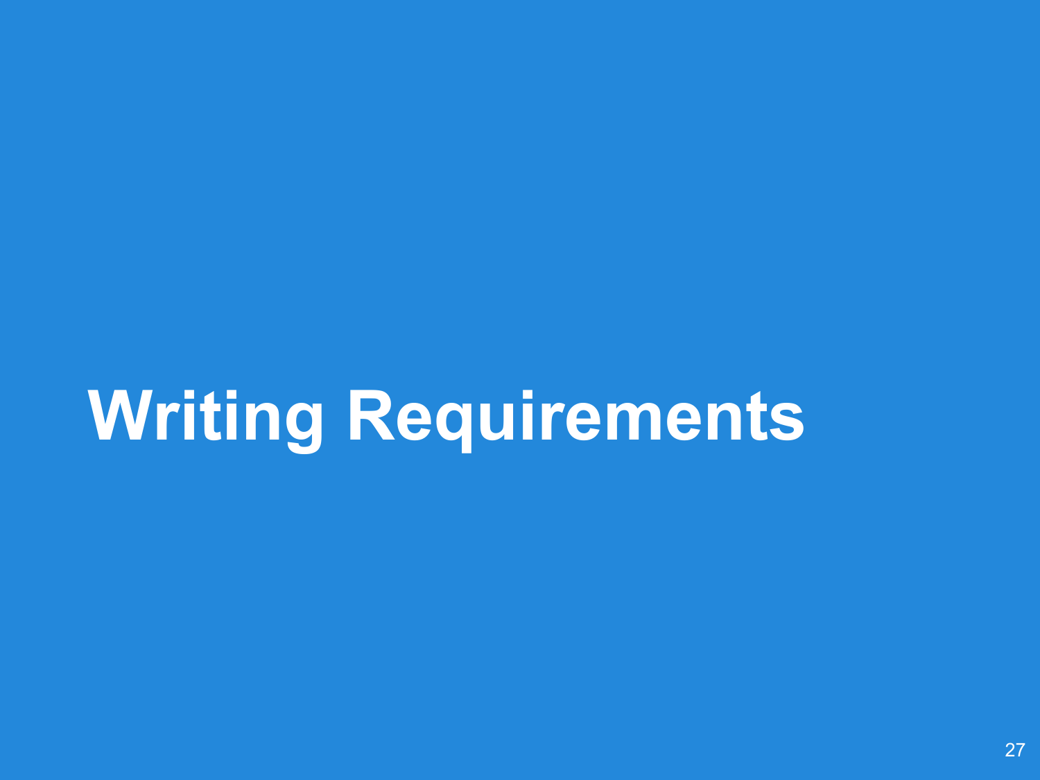# Writing Requirements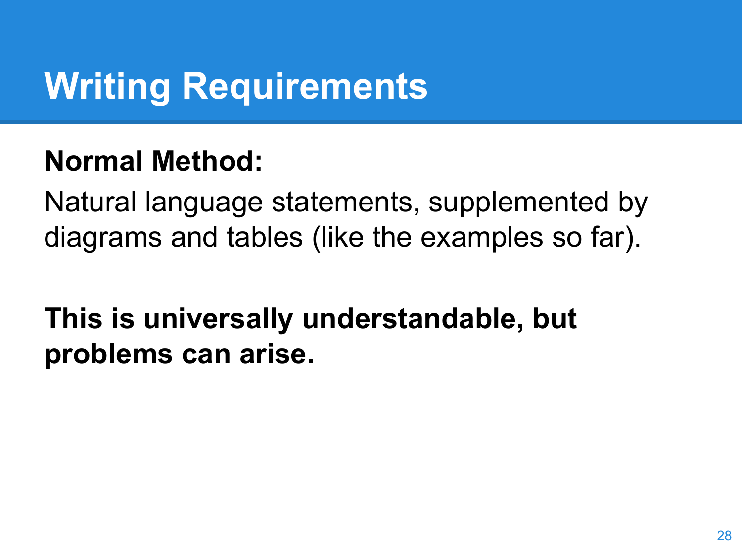# Writing Requirements

**Normal Method:**

Natural language statements, supplemented by diagrams and tables (like the examples so far).

**This is universally understandable, but problems can arise.**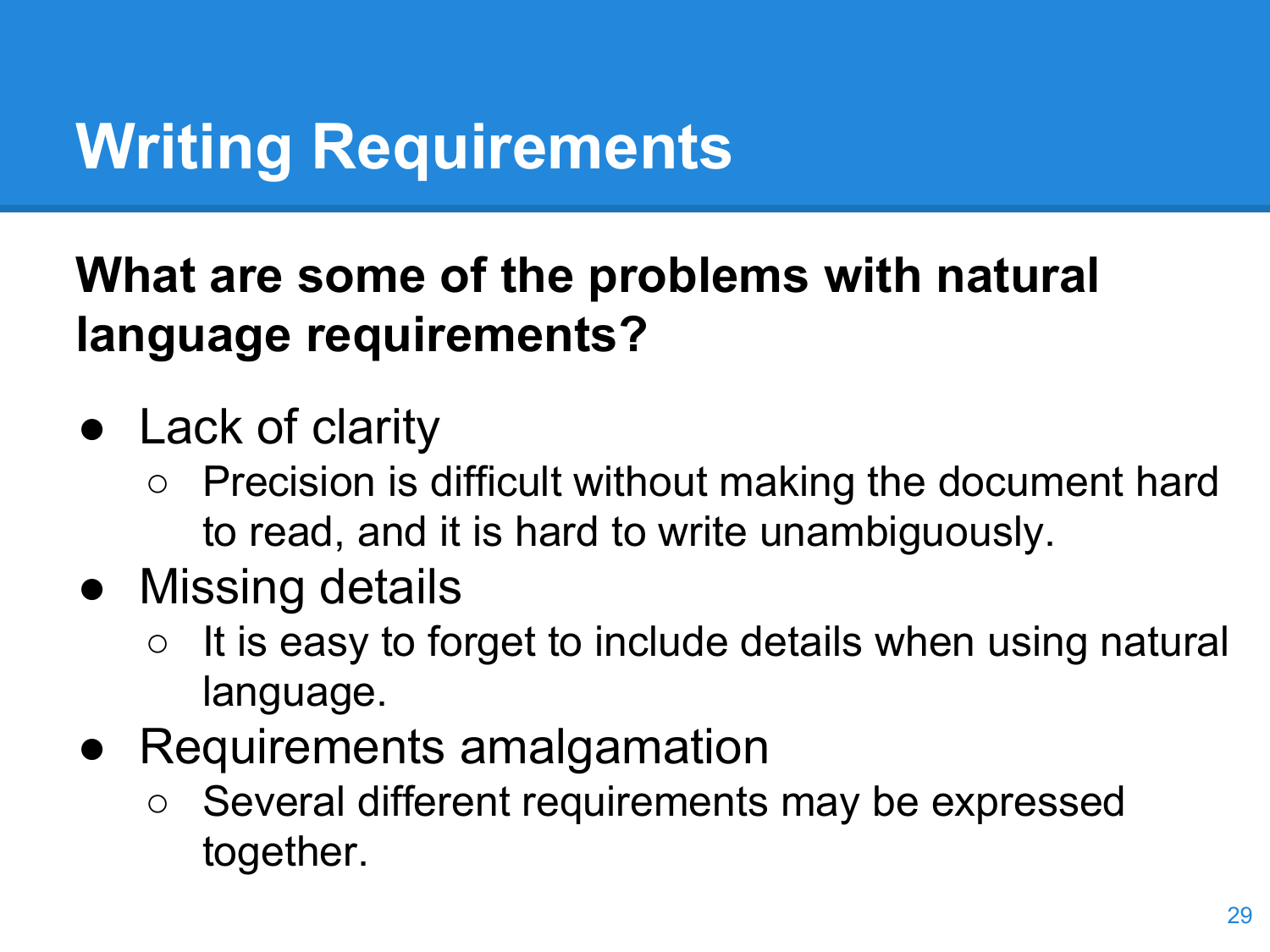# Writing Requirements

**What are some of the problems with natural language requirements?**

- Lack of clarity
  - Precision is difficult without making the document hard to read, and it is hard to write unambiguously.
- Missing details
  - It is easy to forget to include details when using natural language.
- Requirements amalgamation
  - Several different requirements may be expressed together.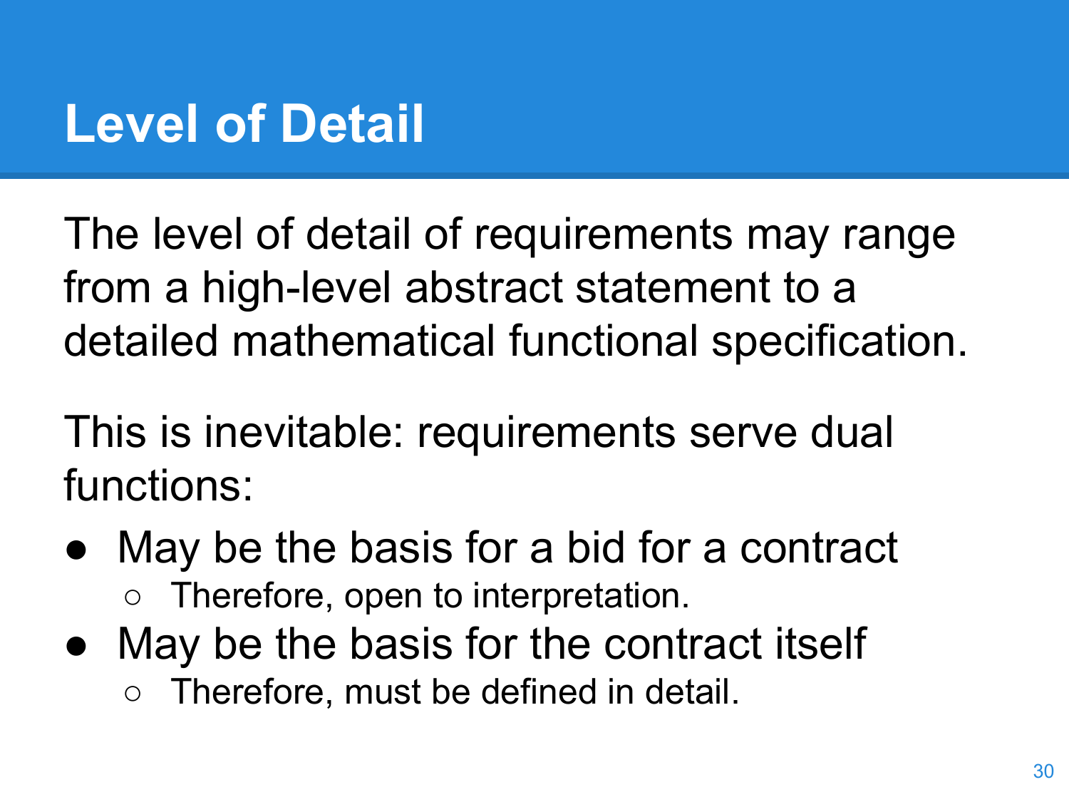# Level of Detail

The level of detail of requirements may range from a high-level abstract statement to a detailed mathematical functional specification.

This is inevitable: requirements serve dual functions:

- May be the basis for a bid for a contract
  - Therefore, open to interpretation.
- May be the basis for the contract itself
  - Therefore, must be defined in detail.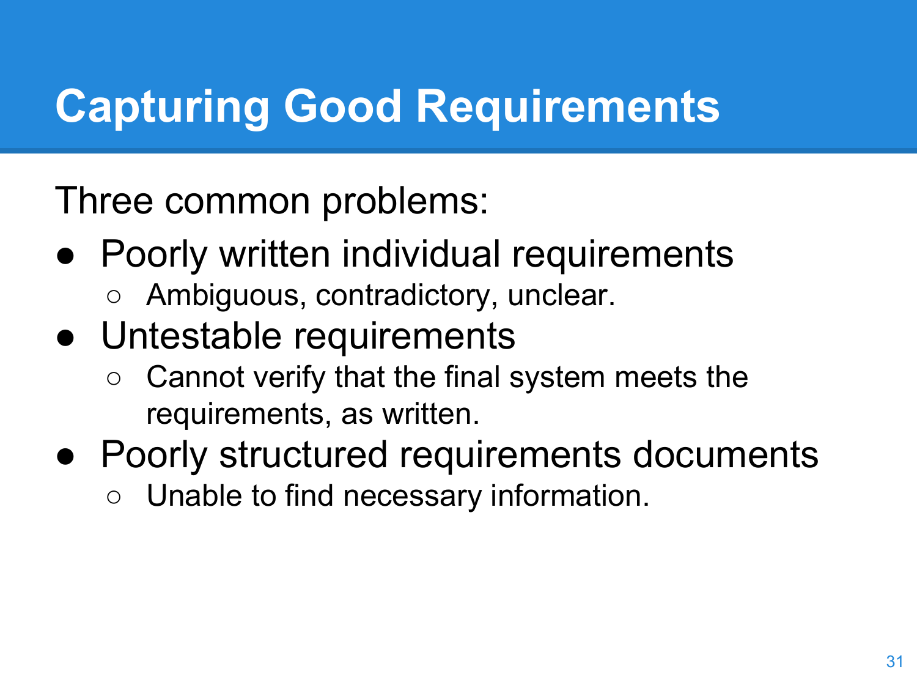# Capturing Good Requirements

Three common problems:

- Poorly written individual requirements
  - Ambiguous, contradictory, unclear.
- Untestable requirements
  - Cannot verify that the final system meets the requirements, as written.
- Poorly structured requirements documents
  - Unable to find necessary information.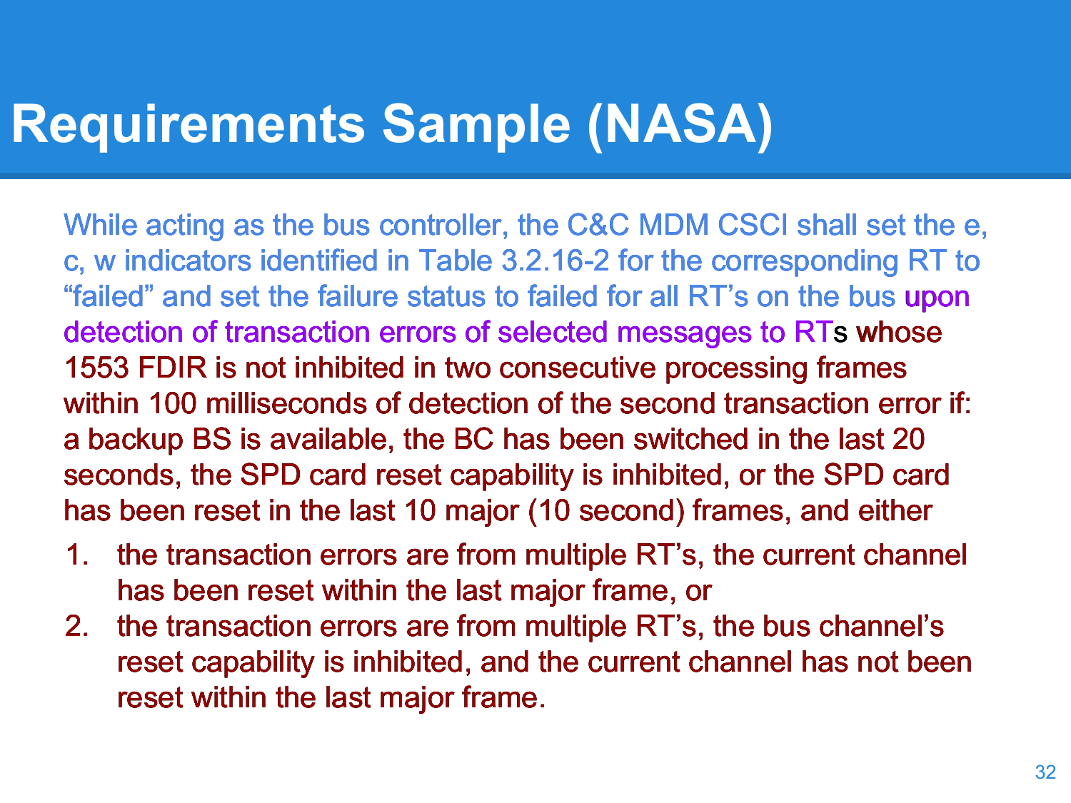# Requirements Sample (NASA)

While acting as the bus controller, the C&C MDM CSCI shall set the e, c, w indicators identified in Table 3.2.16-2 for the corresponding RT to “failed” and set the failure status to failed for all RT’s on the bus upon detection of transaction errors of selected messages to RTs whose 1553 FDIR is not inhibited in two consecutive processing frames within 100 milliseconds of detection of the second transaction error if: a backup BS is available, the BC has been switched in the last 20 seconds, the SPD card reset capability is inhibited, or the SPD card has been reset in the last 10 major (10 second) frames, and either

1. the transaction errors are from multiple RT’s, the current channel has been reset within the last major frame, or
2. the transaction errors are from multiple RT’s, the bus channel’s reset capability is inhibited, and the current channel has not been reset within the last major frame.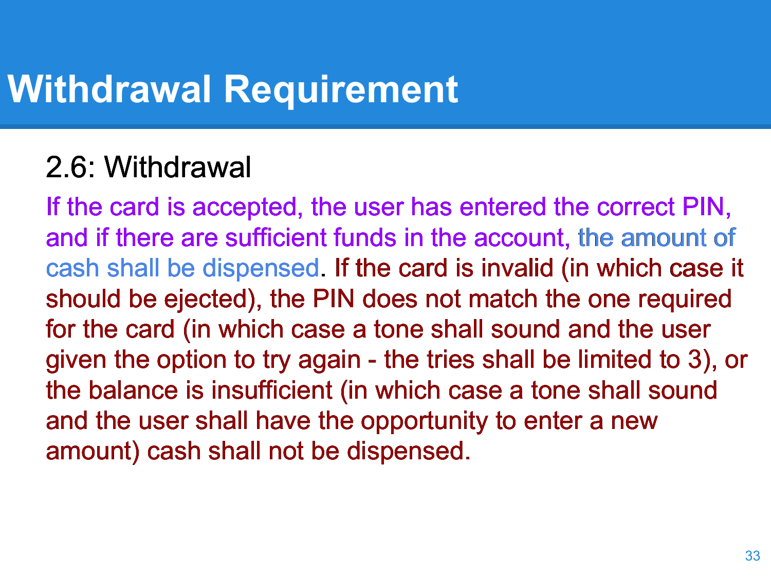# Withdrawal Requirement

## 2.6: Withdrawal

If the card is accepted, the user has entered the correct PIN, and if there are sufficient funds in the account, the amount of cash shall be dispensed. If the card is invalid (in which case it should be ejected), the PIN does not match the one required for the card (in which case a tone shall sound and the user given the option to try again - the tries shall be limited to 3), or the balance is insufficient (in which case a tone shall sound and the user shall have the opportunity to enter a new amount) cash shall not be dispensed.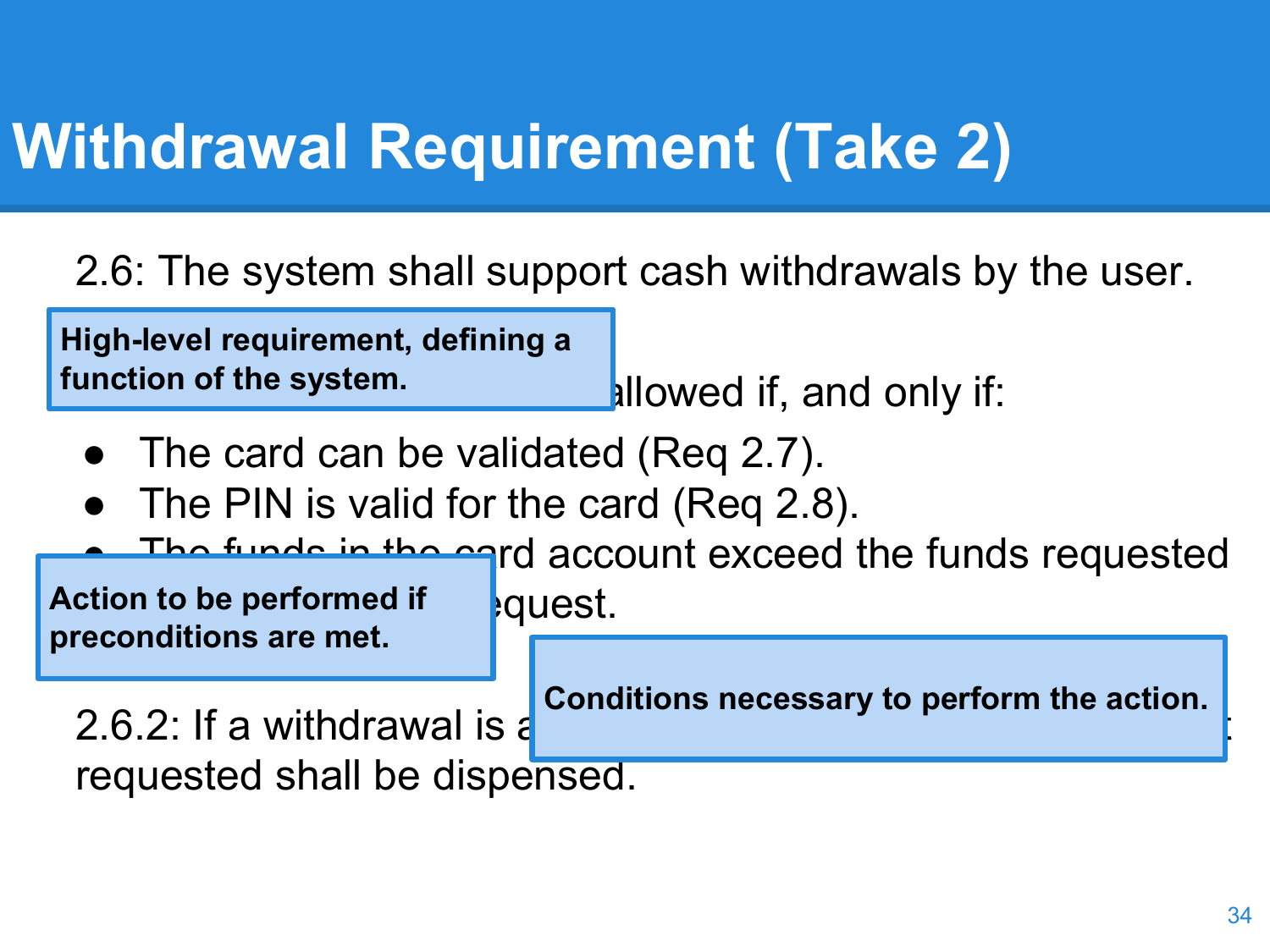# Withdrawal Requirement (Take 2)

2.6: The system shall support cash withdrawals by the user.

**High-level requirement, defining a function of the system.**

allowed if, and only if:

- The card can be validated (Req 2.7).
- The PIN is valid for the card (Req 2.8).
- The funds in the card account exceed the funds requested

**Action to be performed if preconditions are met.**

equest.

**Conditions necessary to perform the action.**

2.6.2: If a withdrawal is a

requested shall be dispensed.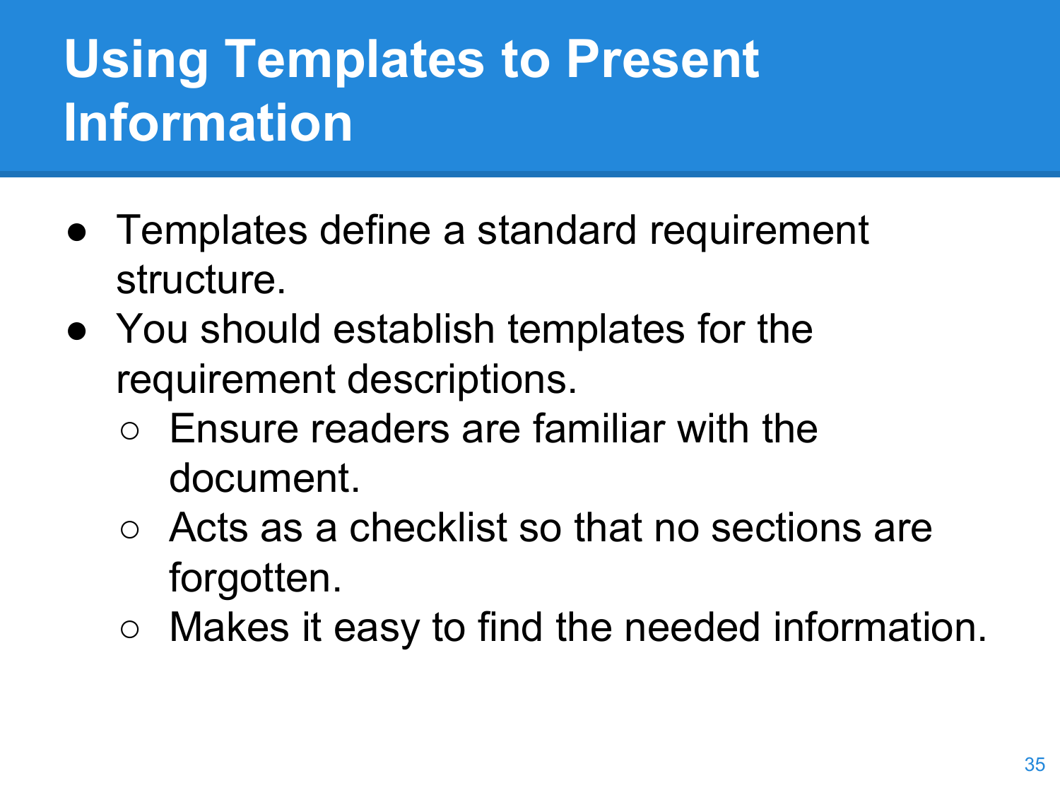# Using Templates to Present Information

- Templates define a standard requirement structure.
- You should establish templates for the requirement descriptions.
  - Ensure readers are familiar with the document.
  - Acts as a checklist so that no sections are forgotten.
  - Makes it easy to find the needed information.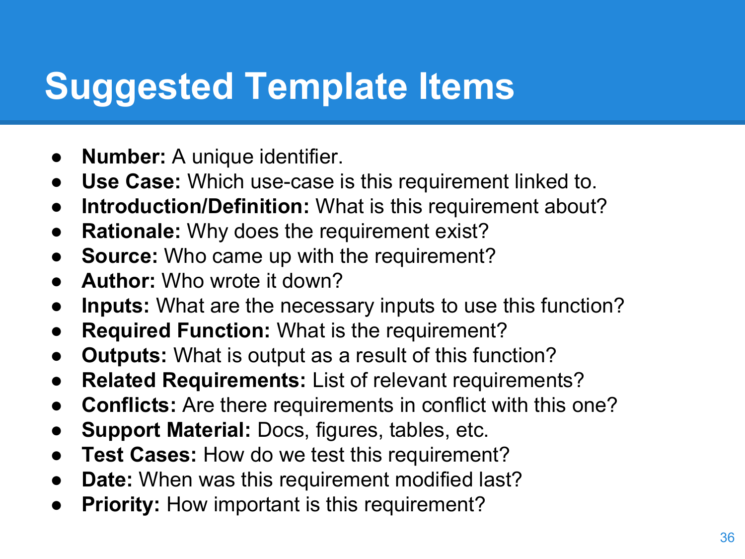# Suggested Template Items

- **Number:** A unique identifier.
- **Use Case:** Which use-case is this requirement linked to.
- **Introduction/Definition:** What is this requirement about?
- **Rationale:** Why does the requirement exist?
- **Source:** Who came up with the requirement?
- **Author:** Who wrote it down?
- **Inputs:** What are the necessary inputs to use this function?
- **Required Function:** What is the requirement?
- **Outputs:** What is output as a result of this function?
- **Related Requirements:** List of relevant requirements?
- **Conflicts:** Are there requirements in conflict with this one?
- **Support Material:** Docs, figures, tables, etc.
- **Test Cases:** How do we test this requirement?
- **Date:** When was this requirement modified last?
- **Priority:** How important is this requirement?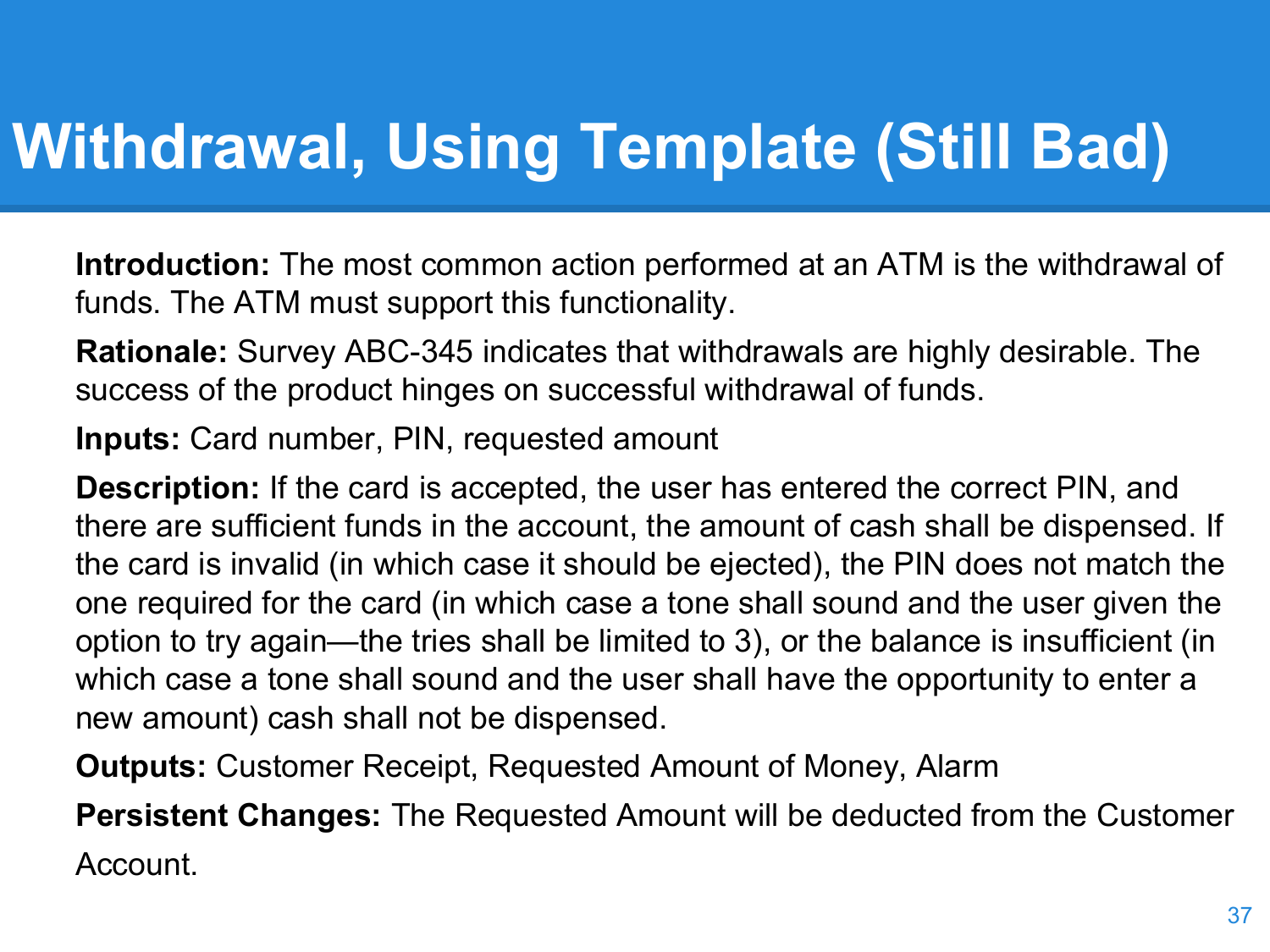# Withdrawal, Using Template (Still Bad)

**Introduction:** The most common action performed at an ATM is the withdrawal of funds. The ATM must support this functionality.

**Rationale:** Survey ABC-345 indicates that withdrawals are highly desirable. The success of the product hinges on successful withdrawal of funds.

**Inputs:** Card number, PIN, requested amount

**Description:** If the card is accepted, the user has entered the correct PIN, and there are sufficient funds in the account, the amount of cash shall be dispensed. If the card is invalid (in which case it should be ejected), the PIN does not match the one required for the card (in which case a tone shall sound and the user given the option to try again—the tries shall be limited to 3), or the balance is insufficient (in which case a tone shall sound and the user shall have the opportunity to enter a new amount) cash shall not be dispensed.

**Outputs:** Customer Receipt, Requested Amount of Money, Alarm

**Persistent Changes:** The Requested Amount will be deducted from the Customer Account.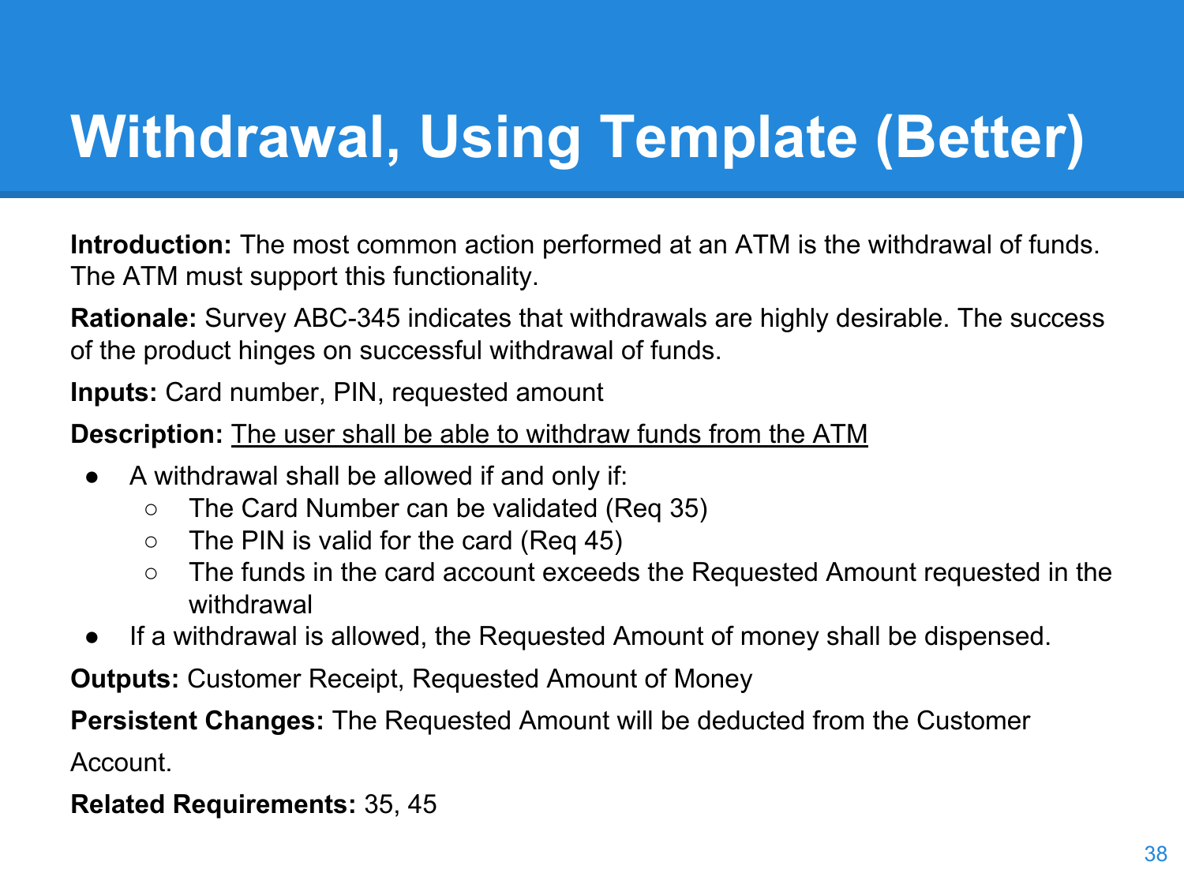# Withdrawal, Using Template (Better)

**Introduction:** The most common action performed at an ATM is the withdrawal of funds. The ATM must support this functionality.

**Rationale:** Survey ABC-345 indicates that withdrawals are highly desirable. The success of the product hinges on successful withdrawal of funds.

**Inputs:** Card number, PIN, requested amount

**Description:** <u>The user shall be able to withdraw funds from the ATM</u>

- A withdrawal shall be allowed if and only if:
  - The Card Number can be validated (Req 35)
  - The PIN is valid for the card (Req 45)
  - The funds in the card account exceeds the Requested Amount requested in the withdrawal
- If a withdrawal is allowed, the Requested Amount of money shall be dispensed.

**Outputs:** Customer Receipt, Requested Amount of Money

**Persistent Changes:** The Requested Amount will be deducted from the Customer Account.

**Related Requirements:** 35, 45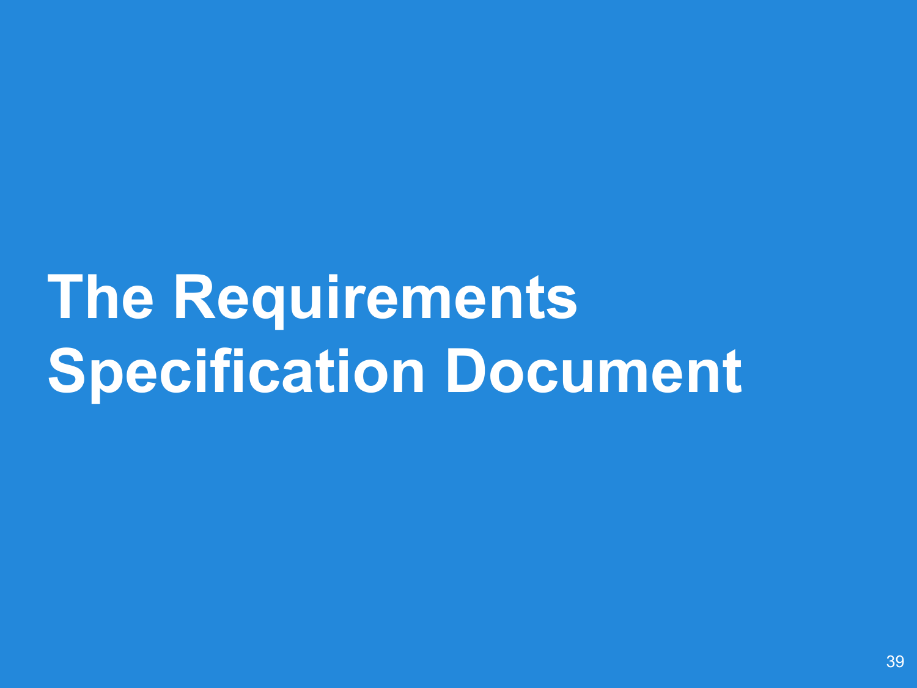# The Requirements Specification Document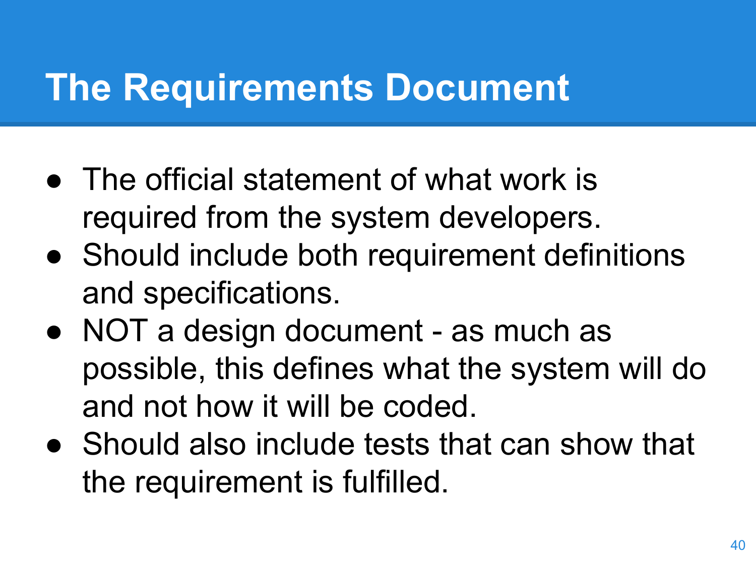# The Requirements Document

- The official statement of what work is required from the system developers.
- Should include both requirement definitions and specifications.
- NOT a design document - as much as possible, this defines what the system will do and not how it will be coded.
- Should also include tests that can show that the requirement is fulfilled.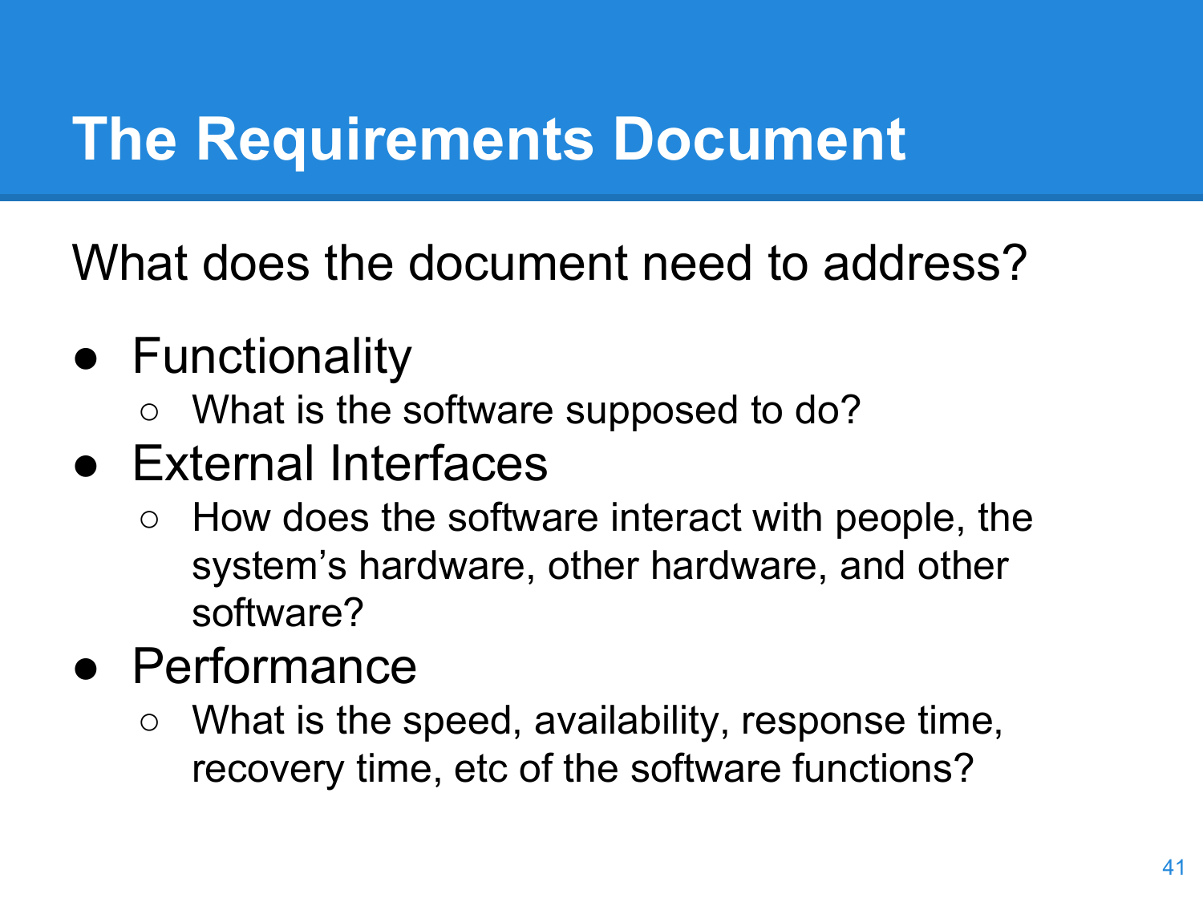# The Requirements Document

What does the document need to address?

- Functionality
  - What is the software supposed to do?
- External Interfaces
  - How does the software interact with people, the system's hardware, other hardware, and other software?
- Performance
  - What is the speed, availability, response time, recovery time, etc of the software functions?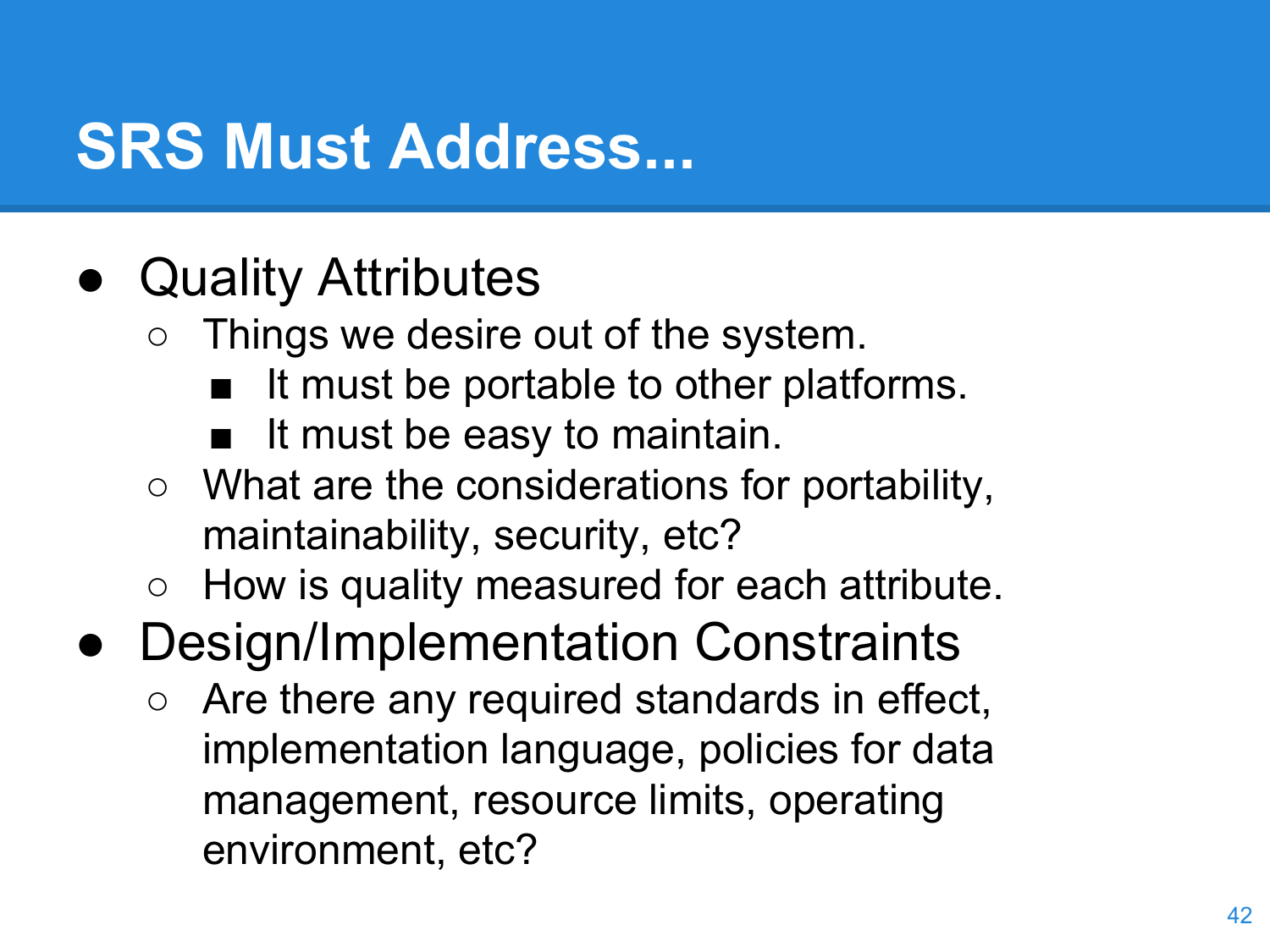# SRS Must Address...

- Quality Attributes
  - Things we desire out of the system.
    - It must be portable to other platforms.
    - It must be easy to maintain.
  - What are the considerations for portability, maintainability, security, etc?
  - How is quality measured for each attribute.
- Design/Implementation Constraints
  - Are there any required standards in effect, implementation language, policies for data management, resource limits, operating environment, etc?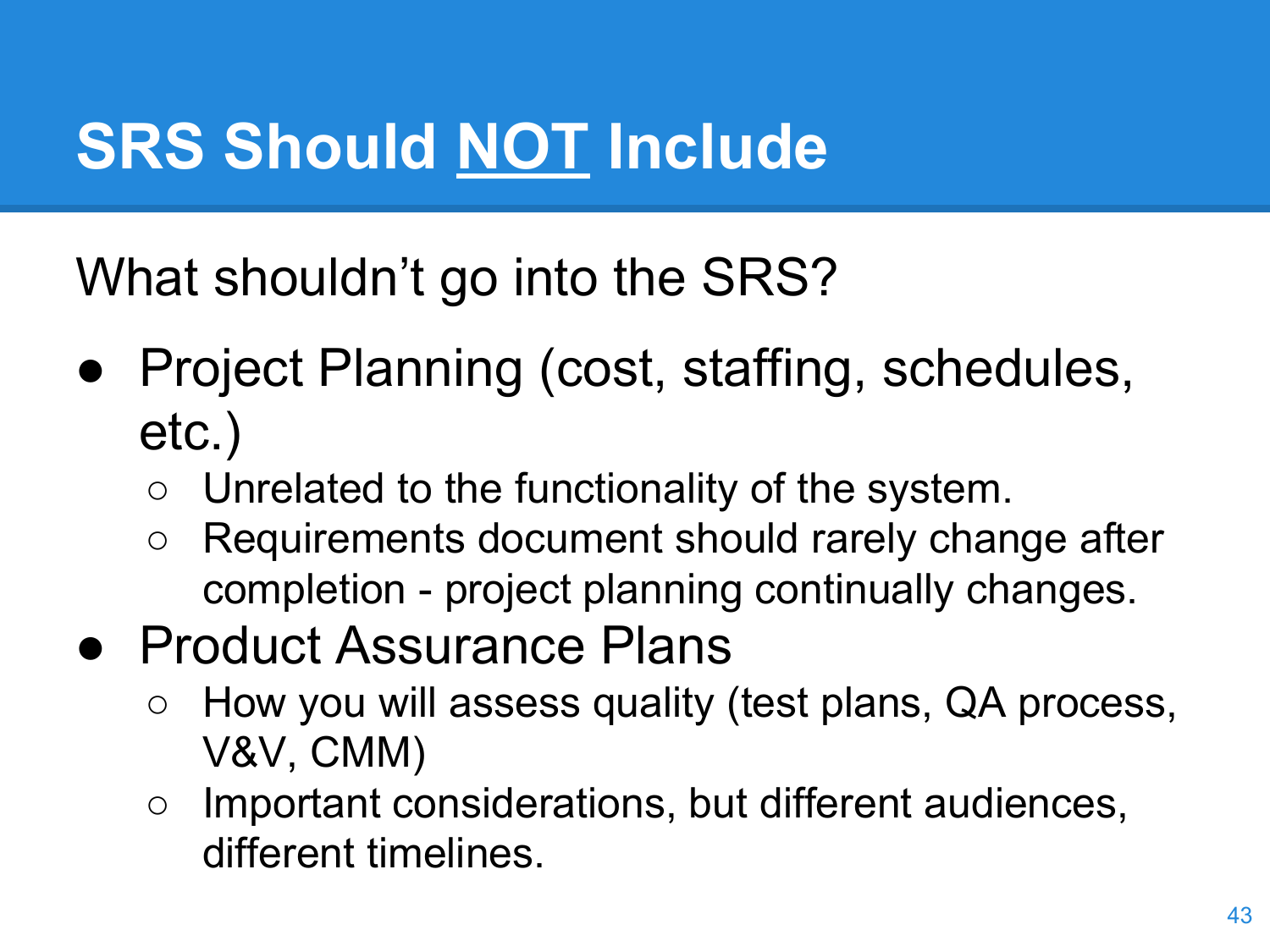# SRS Should <u>NOT</u> Include

What shouldn't go into the SRS?

- Project Planning (cost, staffing, schedules, etc.)
  - Unrelated to the functionality of the system.
  - Requirements document should rarely change after completion - project planning continually changes.
- Product Assurance Plans
  - How you will assess quality (test plans, QA process, V&V, CMM)
  - Important considerations, but different audiences, different timelines.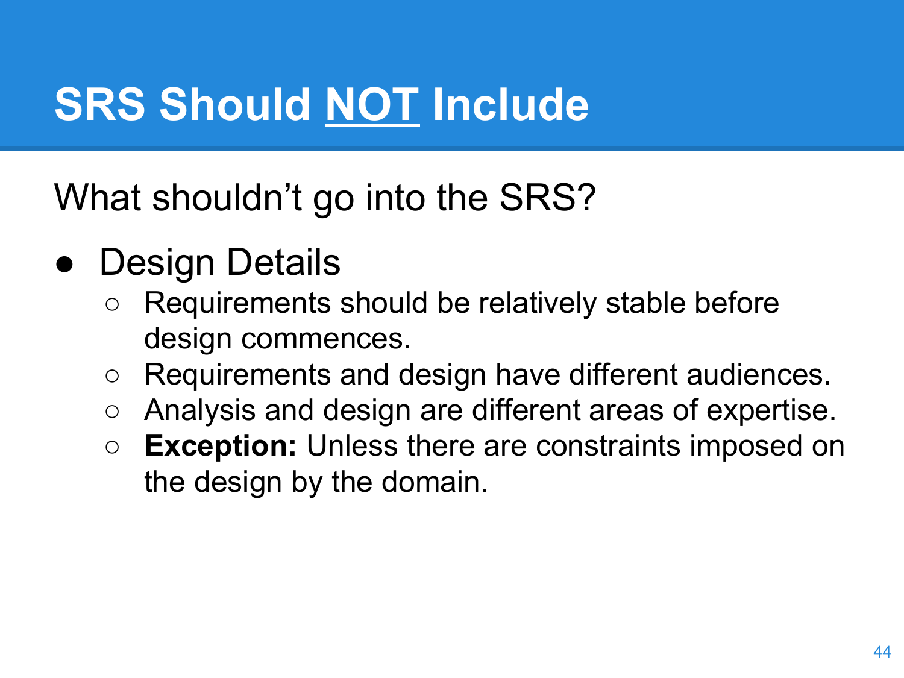# SRS Should <u>NOT</u> Include

What shouldn't go into the SRS?

- Design Details
  - Requirements should be relatively stable before design commences.
  - Requirements and design have different audiences.
  - Analysis and design are different areas of expertise.
  - **Exception:** Unless there are constraints imposed on the design by the domain.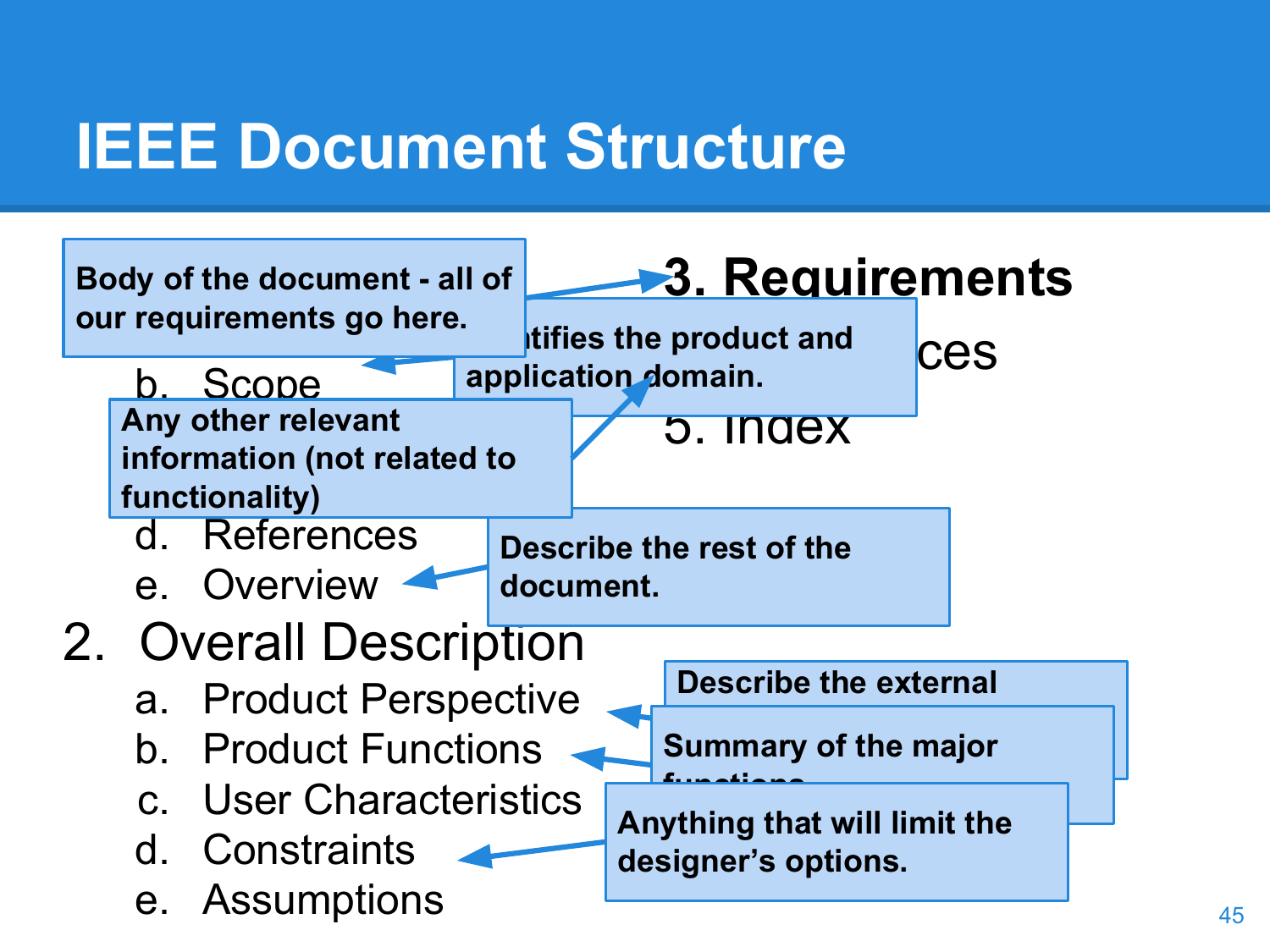# IEEE Document Structure

b. Scope

d. References

e. Overview

2. Overall Description
   a. Product Perspective
   b. Product Functions
   c. User Characteristics
   d. Constraints
   e. Assumptions

**3. Requirements**

ces

5. Index

**Body of the document - all of our requirements go here.**

**ntifies the product and application domain.**

**Any other relevant information (not related to functionality)**

**Describe the rest of the document.**

**Describe the external**

**Summary of the major functions**

**Anything that will limit the designer's options.**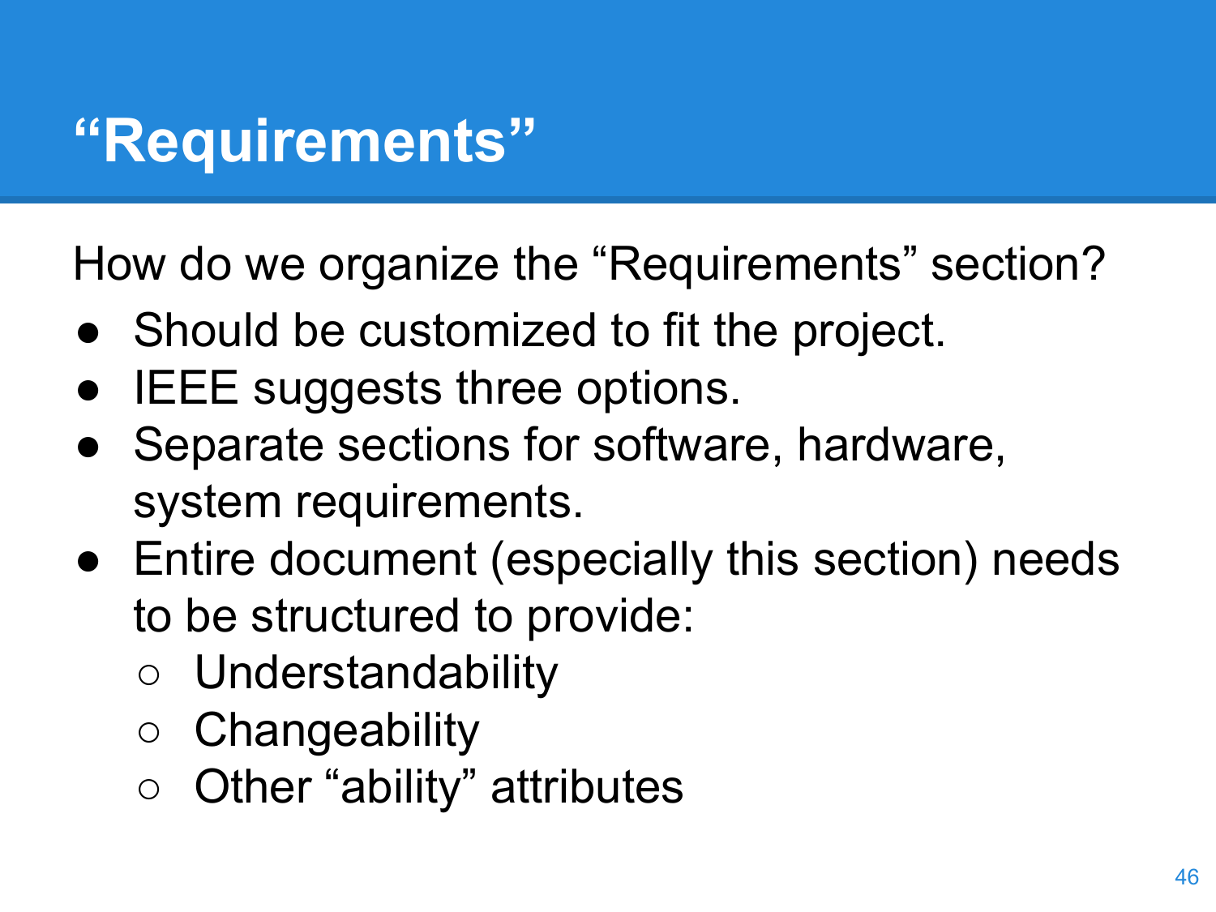# “Requirements”

How do we organize the “Requirements” section?

- Should be customized to fit the project.
- IEEE suggests three options.
- Separate sections for software, hardware, system requirements.
- Entire document (especially this section) needs to be structured to provide:
  - Understandability
  - Changeability
  - Other “ability” attributes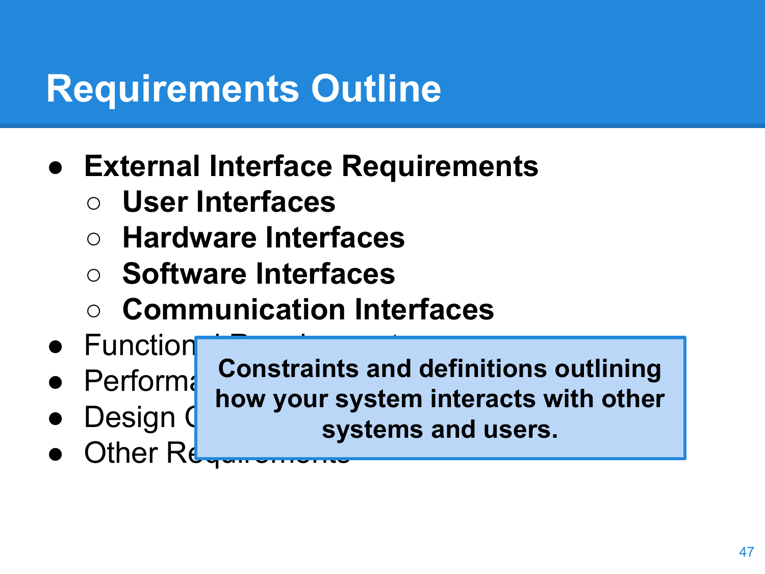# Requirements Outline

- **External Interface Requirements**
  - **User Interfaces**
  - **Hardware Interfaces**
  - **Software Interfaces**
  - **Communication Interfaces**
- Function
- Performa
- Design C
- Other Re

**Constraints and definitions outlining how your system interacts with other systems and users.**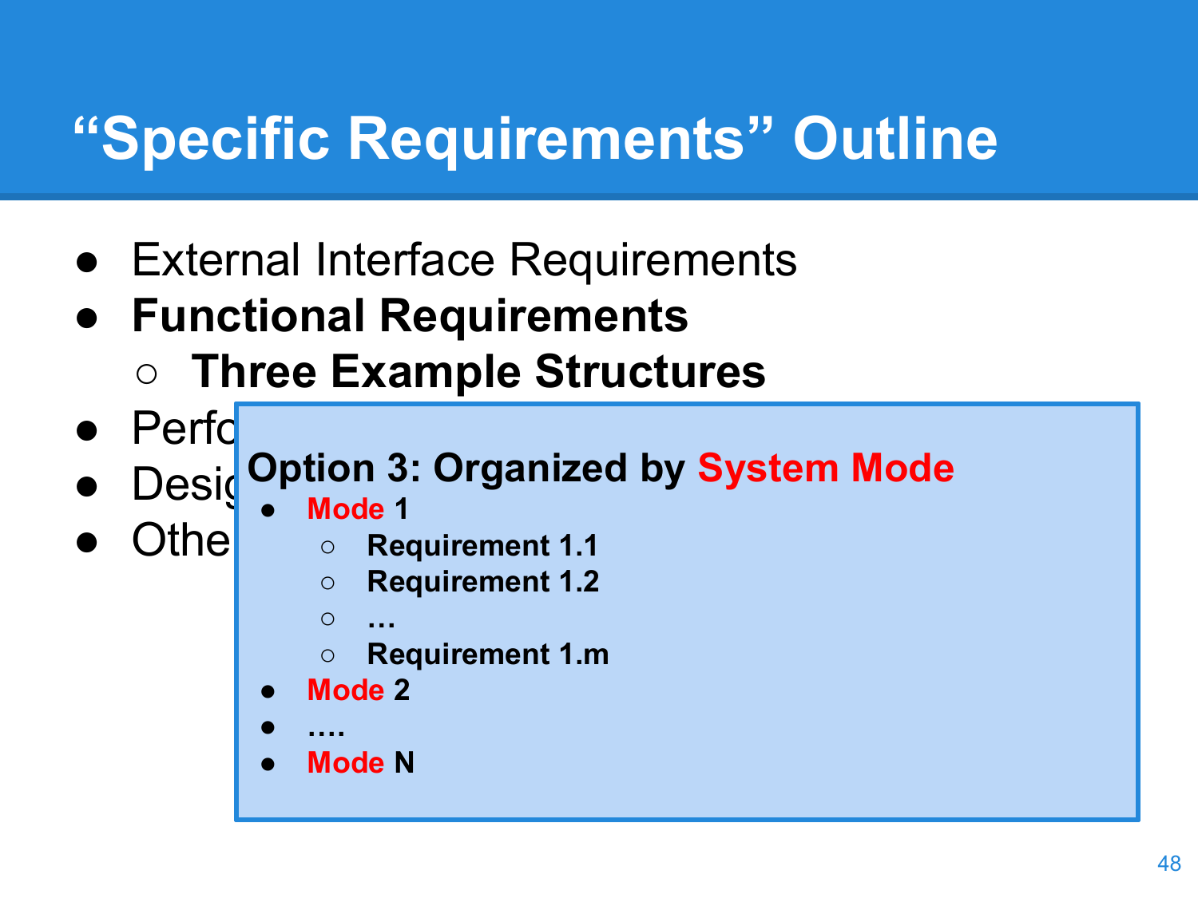# "Specific Requirements" Outline

- External Interface Requirements
- **Functional Requirements**
  - **Three Example Structures**
- Perfo
- Desig
- Othe

**Option 3: Organized by System Mode**

- **Mode 1**
  - **Requirement 1.1**
  - **Requirement 1.2**
  - **…**
  - **Requirement 1.m**
- **Mode 2**
- **….**
- **Mode N**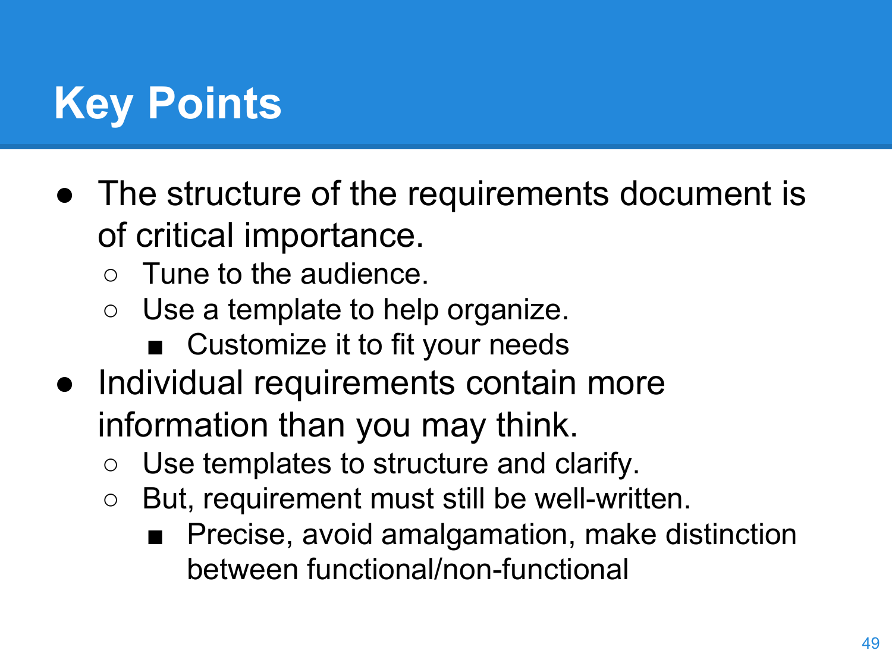# Key Points

- The structure of the requirements document is of critical importance.
  - Tune to the audience.
  - Use a template to help organize.
    - Customize it to fit your needs
- Individual requirements contain more information than you may think.
  - Use templates to structure and clarify.
  - But, requirement must still be well-written.
    - Precise, avoid amalgamation, make distinction between functional/non-functional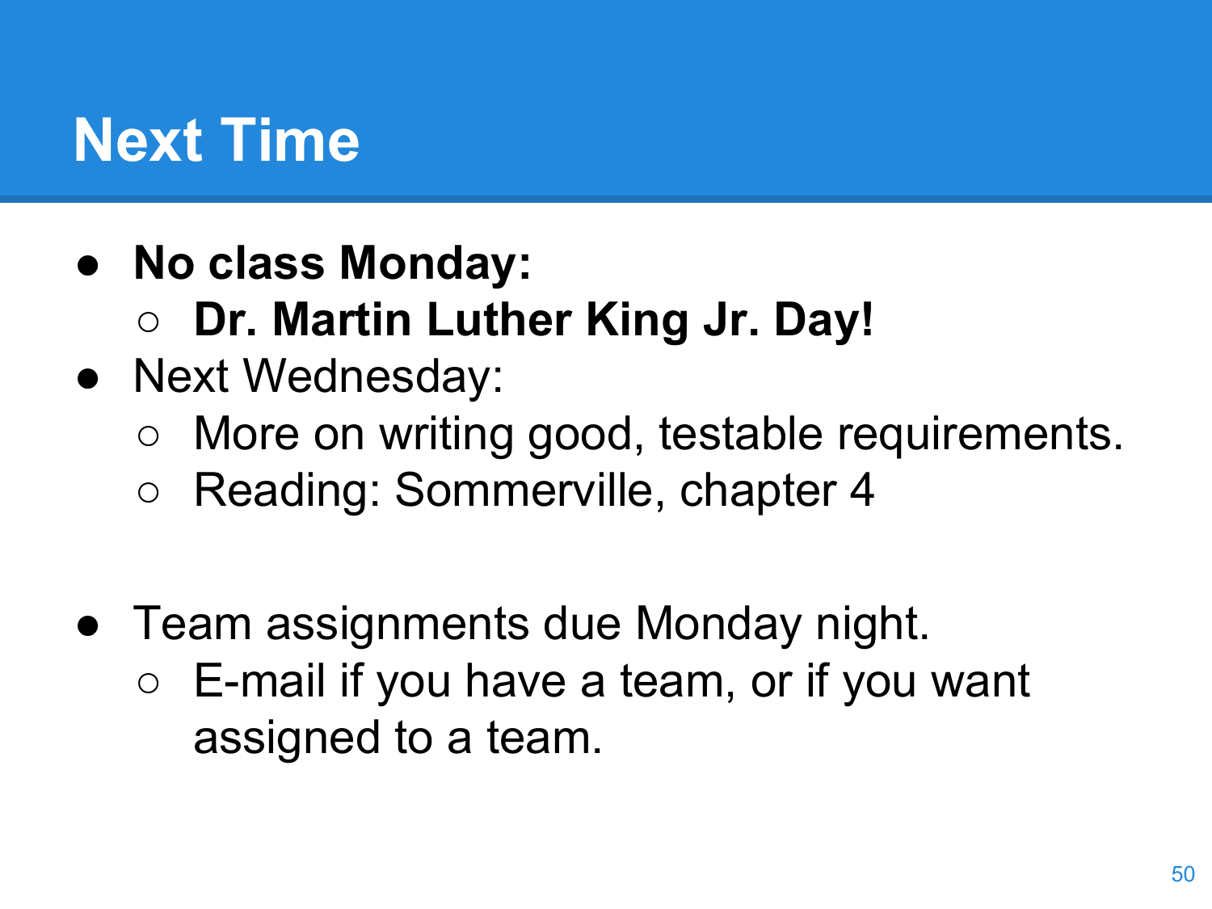# Next Time

- **No class Monday:**
  - **Dr. Martin Luther King Jr. Day!**
- Next Wednesday:
  - More on writing good, testable requirements.
  - Reading: Sommerville, chapter 4

- Team assignments due Monday night.
  - E-mail if you have a team, or if you want assigned to a team.